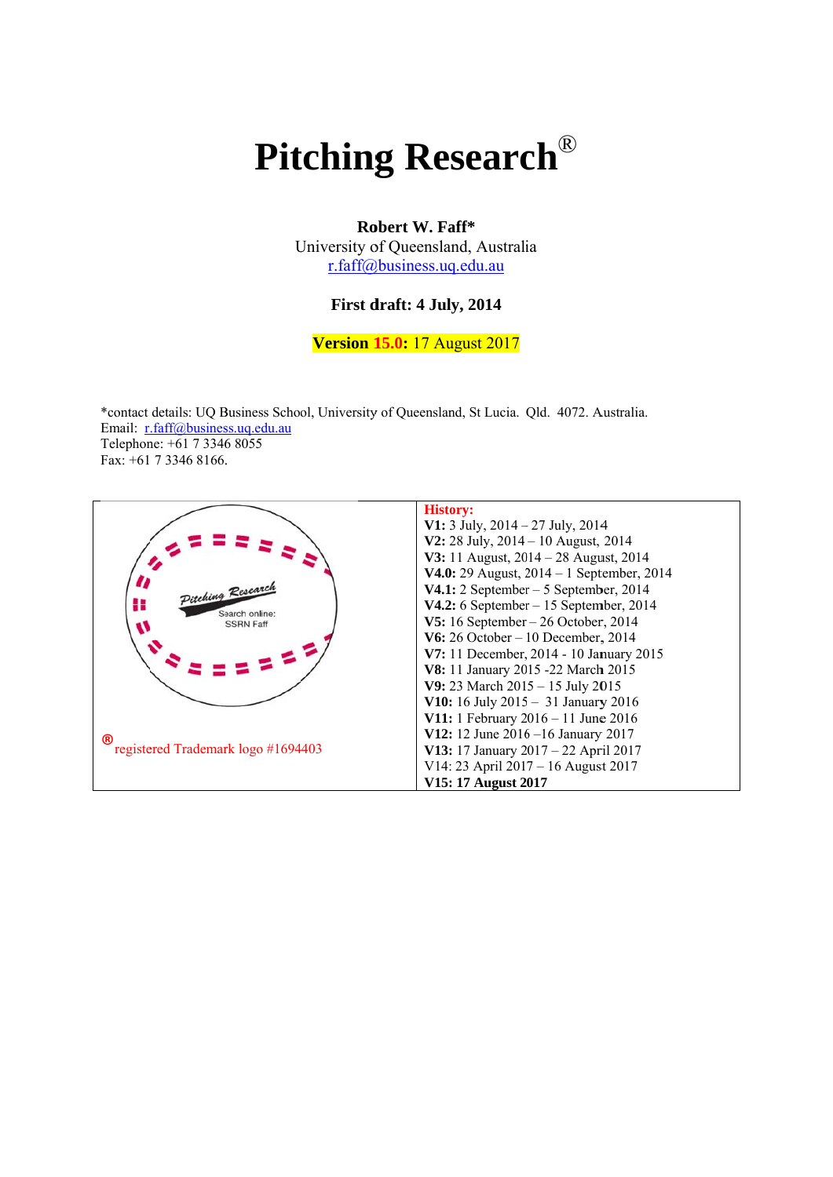# Pitching Research®

**Robert W. Faff***
University of Queensland, Australia
r.faff@business.uq.edu.au

**First draft: 4 July, 2014**

**Version 15.0:** 17 August 2017

*contact details: UQ Business School, University of Queensland, St Lucia. Qld. 4072. Australia.
Email: r.faff@business.uq.edu.au
Telephone: +61 7 3346 8055
Fax: +61 7 3346 8166.

Pitching Research
Search online:
SSRN Faff

® registered Trademark logo #1694403

**History:**
**V1:** 3 July, 2014 – 27 July, 2014
**V2:** 28 July, 2014 – 10 August, 2014
**V3:** 11 August, 2014 – 28 August, 2014
**V4.0:** 29 August, 2014 – 1 September, 2014
**V4.1:** 2 September – 5 September, 2014
**V4.2:** 6 September – 15 September, 2014
**V5:** 16 September – 26 October, 2014
**V6:** 26 October – 10 December, 2014
**V7:** 11 December, 2014 - 10 January 2015
**V8:** 11 January 2015 -22 March 2015
**V9:** 23 March 2015 – 15 July 2015
**V10:** 16 July 2015 – 31 January 2016
**V11:** 1 February 2016 – 11 June 2016
**V12:** 12 June 2016 –16 January 2017
**V13:** 17 January 2017 – 22 April 2017
V14: 23 April 2017 – 16 August 2017
**V15: 17 August 2017**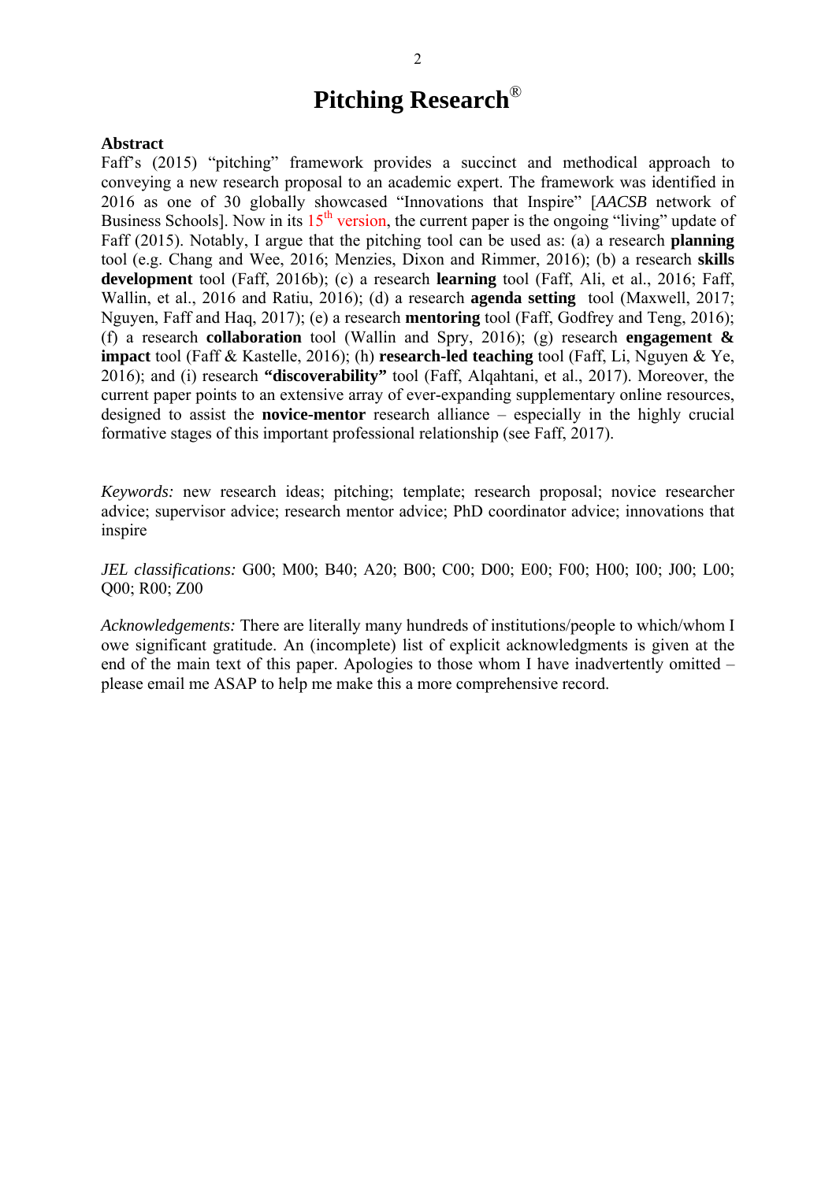# Pitching Research®

**Abstract**

Faff's (2015) "pitching" framework provides a succinct and methodical approach to conveying a new research proposal to an academic expert. The framework was identified in 2016 as one of 30 globally showcased "Innovations that Inspire" [*AACSB* network of Business Schools]. Now in its 15th version, the current paper is the ongoing "living" update of Faff (2015). Notably, I argue that the pitching tool can be used as: (a) a research **planning** tool (e.g. Chang and Wee, 2016; Menzies, Dixon and Rimmer, 2016); (b) a research **skills development** tool (Faff, 2016b); (c) a research **learning** tool (Faff, Ali, et al., 2016; Faff, Wallin, et al., 2016 and Ratiu, 2016); (d) a research **agenda setting** tool (Maxwell, 2017; Nguyen, Faff and Haq, 2017); (e) a research **mentoring** tool (Faff, Godfrey and Teng, 2016); (f) a research **collaboration** tool (Wallin and Spry, 2016); (g) research **engagement & impact** tool (Faff & Kastelle, 2016); (h) **research-led teaching** tool (Faff, Li, Nguyen & Ye, 2016); and (i) research **"discoverability"** tool (Faff, Alqahtani, et al., 2017). Moreover, the current paper points to an extensive array of ever-expanding supplementary online resources, designed to assist the **novice-mentor** research alliance – especially in the highly crucial formative stages of this important professional relationship (see Faff, 2017).

*Keywords:* new research ideas; pitching; template; research proposal; novice researcher advice; supervisor advice; research mentor advice; PhD coordinator advice; innovations that inspire

*JEL classifications:* G00; M00; B40; A20; B00; C00; D00; E00; F00; H00; I00; J00; L00; Q00; R00; Z00

*Acknowledgements:* There are literally many hundreds of institutions/people to which/whom I owe significant gratitude. An (incomplete) list of explicit acknowledgments is given at the end of the main text of this paper. Apologies to those whom I have inadvertently omitted – please email me ASAP to help me make this a more comprehensive record.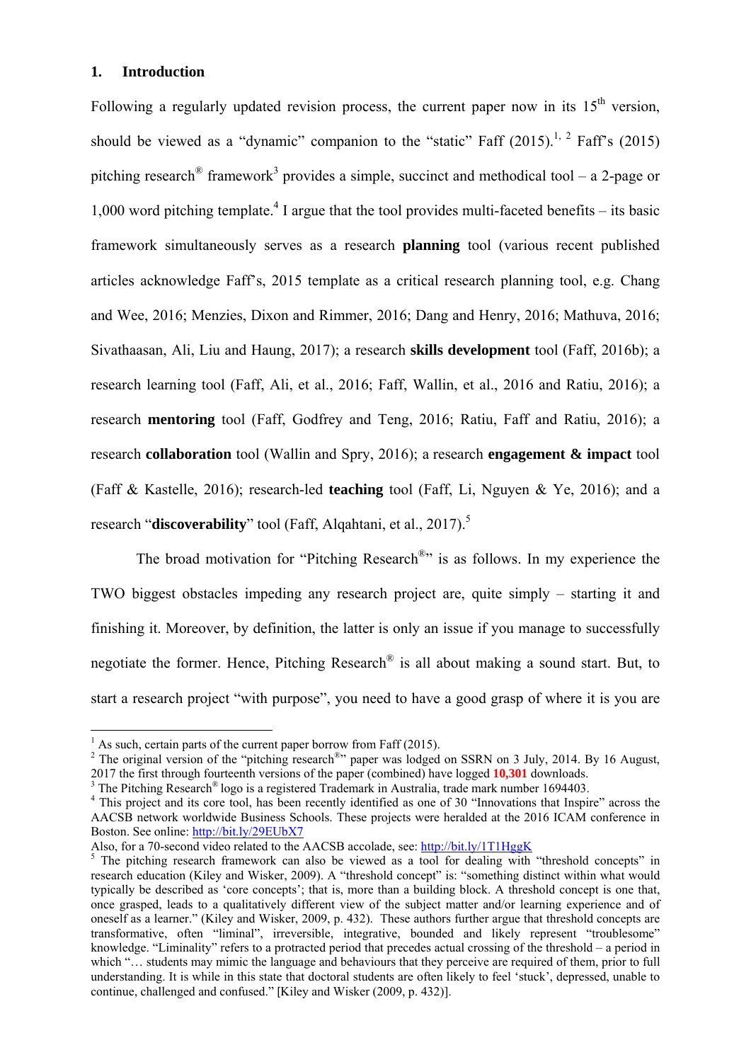## 1. Introduction

Following a regularly updated revision process, the current paper now in its 15th version, should be viewed as a "dynamic" companion to the "static" Faff (2015).[1, 2] Faff's (2015) pitching research® framework[3] provides a simple, succinct and methodical tool – a 2-page or 1,000 word pitching template.[4] I argue that the tool provides multi-faceted benefits – its basic framework simultaneously serves as a research **planning** tool (various recent published articles acknowledge Faff's, 2015 template as a critical research planning tool, e.g. Chang and Wee, 2016; Menzies, Dixon and Rimmer, 2016; Dang and Henry, 2016; Mathuva, 2016; Sivathaasan, Ali, Liu and Haung, 2017); a research **skills development** tool (Faff, 2016b); a research learning tool (Faff, Ali, et al., 2016; Faff, Wallin, et al., 2016 and Ratiu, 2016); a research **mentoring** tool (Faff, Godfrey and Teng, 2016; Ratiu, Faff and Ratiu, 2016); a research **collaboration** tool (Wallin and Spry, 2016); a research **engagement & impact** tool (Faff & Kastelle, 2016); research-led **teaching** tool (Faff, Li, Nguyen & Ye, 2016); and a research "**discoverability**" tool (Faff, Alqahtani, et al., 2017).[5]

The broad motivation for "Pitching Research®" is as follows. In my experience the TWO biggest obstacles impeding any research project are, quite simply – starting it and finishing it. Moreover, by definition, the latter is only an issue if you manage to successfully negotiate the former. Hence, Pitching Research® is all about making a sound start. But, to start a research project "with purpose", you need to have a good grasp of where it is you are

---

[1] As such, certain parts of the current paper borrow from Faff (2015).

[2] The original version of the "pitching research®" paper was lodged on SSRN on 3 July, 2014. By 16 August, 2017 the first through fourteenth versions of the paper (combined) have logged **10,301** downloads.

[3] The Pitching Research® logo is a registered Trademark in Australia, trade mark number 1694403.

[4] This project and its core tool, has been recently identified as one of 30 "Innovations that Inspire" across the AACSB network worldwide Business Schools. These projects were heralded at the 2016 ICAM conference in Boston. See online: http://bit.ly/29EUbX7
Also, for a 70-second video related to the AACSB accolade, see: http://bit.ly/1T1HggK

[5] The pitching research framework can also be viewed as a tool for dealing with "threshold concepts" in research education (Kiley and Wisker, 2009). A "threshold concept" is: "something distinct within what would typically be described as 'core concepts'; that is, more than a building block. A threshold concept is one that, once grasped, leads to a qualitatively different view of the subject matter and/or learning experience and of oneself as a learner." (Kiley and Wisker, 2009, p. 432). These authors further argue that threshold concepts are transformative, often "liminal", irreversible, integrative, bounded and likely represent "troublesome" knowledge. "Liminality" refers to a protracted period that precedes actual crossing of the threshold – a period in which "… students may mimic the language and behaviours that they perceive are required of them, prior to full understanding. It is while in this state that doctoral students are often likely to feel 'stuck', depressed, unable to continue, challenged and confused." [Kiley and Wisker (2009, p. 432)].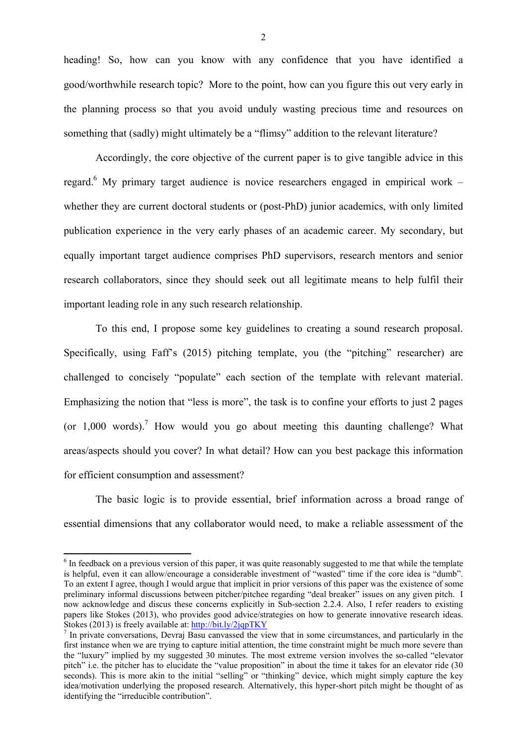heading! So, how can you know with any confidence that you have identified a good/worthwhile research topic? More to the point, how can you figure this out very early in the planning process so that you avoid unduly wasting precious time and resources on something that (sadly) might ultimately be a "flimsy" addition to the relevant literature?

Accordingly, the core objective of the current paper is to give tangible advice in this regard.[6] My primary target audience is novice researchers engaged in empirical work – whether they are current doctoral students or (post-PhD) junior academics, with only limited publication experience in the very early phases of an academic career. My secondary, but equally important target audience comprises PhD supervisors, research mentors and senior research collaborators, since they should seek out all legitimate means to help fulfil their important leading role in any such research relationship.

To this end, I propose some key guidelines to creating a sound research proposal. Specifically, using Faff's (2015) pitching template, you (the "pitching" researcher) are challenged to concisely "populate" each section of the template with relevant material. Emphasizing the notion that "less is more", the task is to confine your efforts to just 2 pages (or 1,000 words).[7] How would you go about meeting this daunting challenge? What areas/aspects should you cover? In what detail? How can you best package this information for efficient consumption and assessment?

The basic logic is to provide essential, brief information across a broad range of essential dimensions that any collaborator would need, to make a reliable assessment of the

---

[6] In feedback on a previous version of this paper, it was quite reasonably suggested to me that while the template is helpful, even it can allow/encourage a considerable investment of "wasted" time if the core idea is "dumb". To an extent I agree, though I would argue that implicit in prior versions of this paper was the existence of some preliminary informal discussions between pitcher/pitchee regarding "deal breaker" issues on any given pitch. I now acknowledge and discus these concerns explicitly in Sub-section 2.2.4. Also, I refer readers to existing papers like Stokes (2013), who provides good advice/strategies on how to generate innovative research ideas. Stokes (2013) is freely available at: http://bit.ly/2jqpTKY

[7] In private conversations, Devraj Basu canvassed the view that in some circumstances, and particularly in the first instance when we are trying to capture initial attention, the time constraint might be much more severe than the "luxury" implied by my suggested 30 minutes. The most extreme version involves the so-called "elevator pitch" i.e. the pitcher has to elucidate the "value proposition" in about the time it takes for an elevator ride (30 seconds). This is more akin to the initial "selling" or "thinking" device, which might simply capture the key idea/motivation underlying the proposed research. Alternatively, this hyper-short pitch might be thought of as identifying the "irreducible contribution".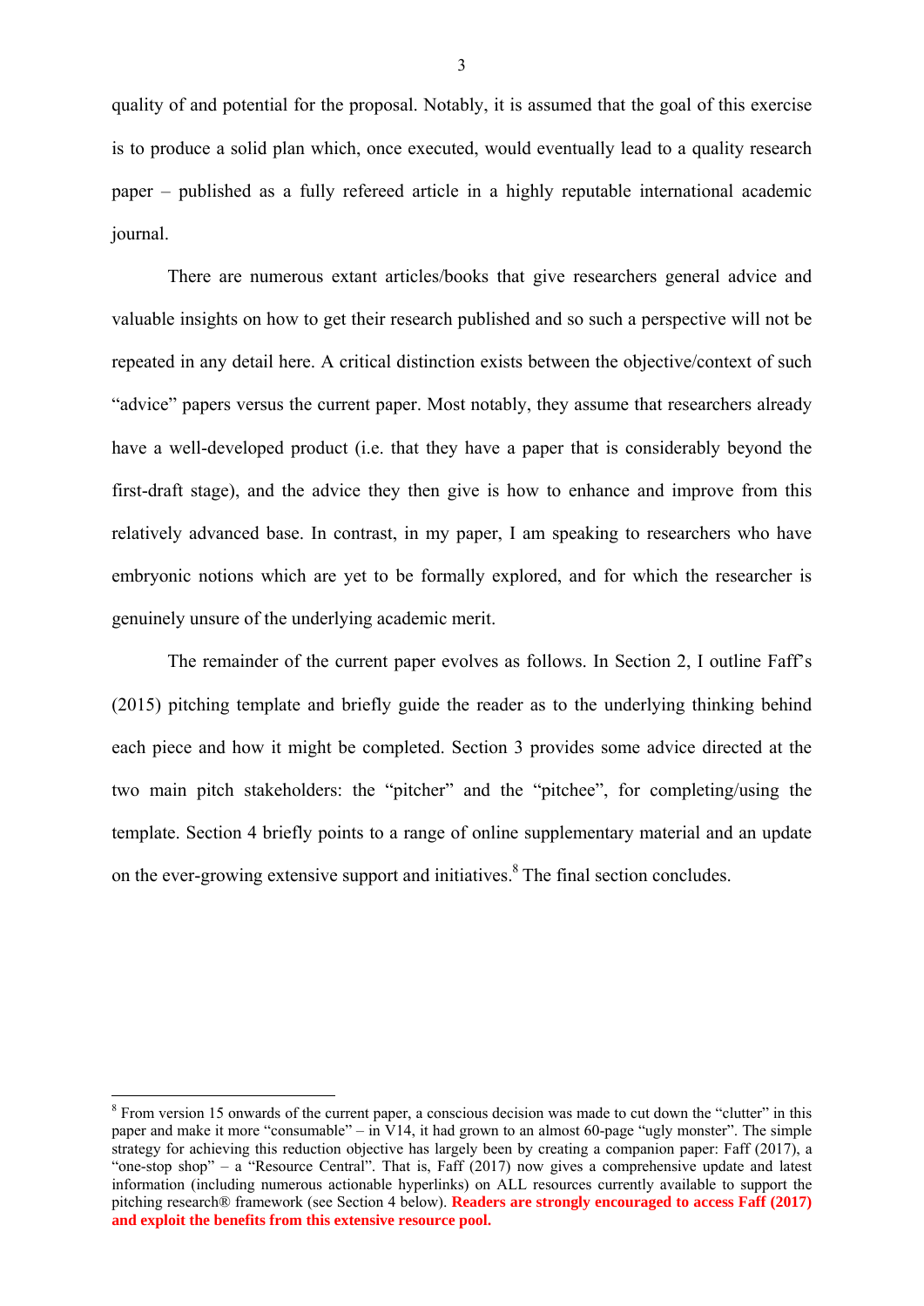quality of and potential for the proposal. Notably, it is assumed that the goal of this exercise is to produce a solid plan which, once executed, would eventually lead to a quality research paper – published as a fully refereed article in a highly reputable international academic journal.

There are numerous extant articles/books that give researchers general advice and valuable insights on how to get their research published and so such a perspective will not be repeated in any detail here. A critical distinction exists between the objective/context of such "advice" papers versus the current paper. Most notably, they assume that researchers already have a well-developed product (i.e. that they have a paper that is considerably beyond the first-draft stage), and the advice they then give is how to enhance and improve from this relatively advanced base. In contrast, in my paper, I am speaking to researchers who have embryonic notions which are yet to be formally explored, and for which the researcher is genuinely unsure of the underlying academic merit.

The remainder of the current paper evolves as follows. In Section 2, I outline Faff's (2015) pitching template and briefly guide the reader as to the underlying thinking behind each piece and how it might be completed. Section 3 provides some advice directed at the two main pitch stakeholders: the "pitcher" and the "pitchee", for completing/using the template. Section 4 briefly points to a range of online supplementary material and an update on the ever-growing extensive support and initiatives.[8] The final section concludes.

[8] From version 15 onwards of the current paper, a conscious decision was made to cut down the "clutter" in this paper and make it more "consumable" – in V14, it had grown to an almost 60-page "ugly monster". The simple strategy for achieving this reduction objective has largely been by creating a companion paper: Faff (2017), a "one-stop shop" – a "Resource Central". That is, Faff (2017) now gives a comprehensive update and latest information (including numerous actionable hyperlinks) on ALL resources currently available to support the pitching research® framework (see Section 4 below). **Readers are strongly encouraged to access Faff (2017) and exploit the benefits from this extensive resource pool.**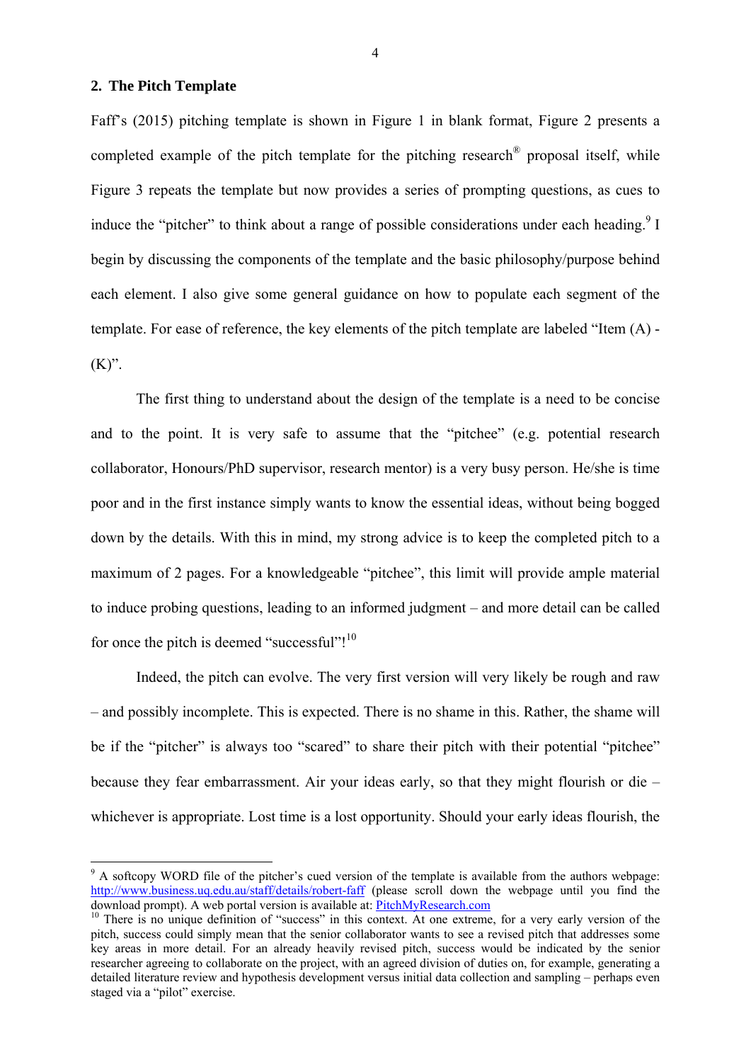## 2. The Pitch Template

Faff's (2015) pitching template is shown in Figure 1 in blank format, Figure 2 presents a completed example of the pitch template for the pitching research® proposal itself, while Figure 3 repeats the template but now provides a series of prompting questions, as cues to induce the "pitcher" to think about a range of possible considerations under each heading.[9] I begin by discussing the components of the template and the basic philosophy/purpose behind each element. I also give some general guidance on how to populate each segment of the template. For ease of reference, the key elements of the pitch template are labeled "Item (A) - (K)".

The first thing to understand about the design of the template is a need to be concise and to the point. It is very safe to assume that the "pitchee" (e.g. potential research collaborator, Honours/PhD supervisor, research mentor) is a very busy person. He/she is time poor and in the first instance simply wants to know the essential ideas, without being bogged down by the details. With this in mind, my strong advice is to keep the completed pitch to a maximum of 2 pages. For a knowledgeable "pitchee", this limit will provide ample material to induce probing questions, leading to an informed judgment – and more detail can be called for once the pitch is deemed "successful"![10]

Indeed, the pitch can evolve. The very first version will very likely be rough and raw – and possibly incomplete. This is expected. There is no shame in this. Rather, the shame will be if the "pitcher" is always too "scared" to share their pitch with their potential "pitchee" because they fear embarrassment. Air your ideas early, so that they might flourish or die – whichever is appropriate. Lost time is a lost opportunity. Should your early ideas flourish, the

---

[9] A softcopy WORD file of the pitcher's cued version of the template is available from the authors webpage: http://www.business.uq.edu.au/staff/details/robert-faff (please scroll down the webpage until you find the download prompt). A web portal version is available at: PitchMyResearch.com

[10] There is no unique definition of "success" in this context. At one extreme, for a very early version of the pitch, success could simply mean that the senior collaborator wants to see a revised pitch that addresses some key areas in more detail. For an already heavily revised pitch, success would be indicated by the senior researcher agreeing to collaborate on the project, with an agreed division of duties on, for example, generating a detailed literature review and hypothesis development versus initial data collection and sampling – perhaps even staged via a "pilot" exercise.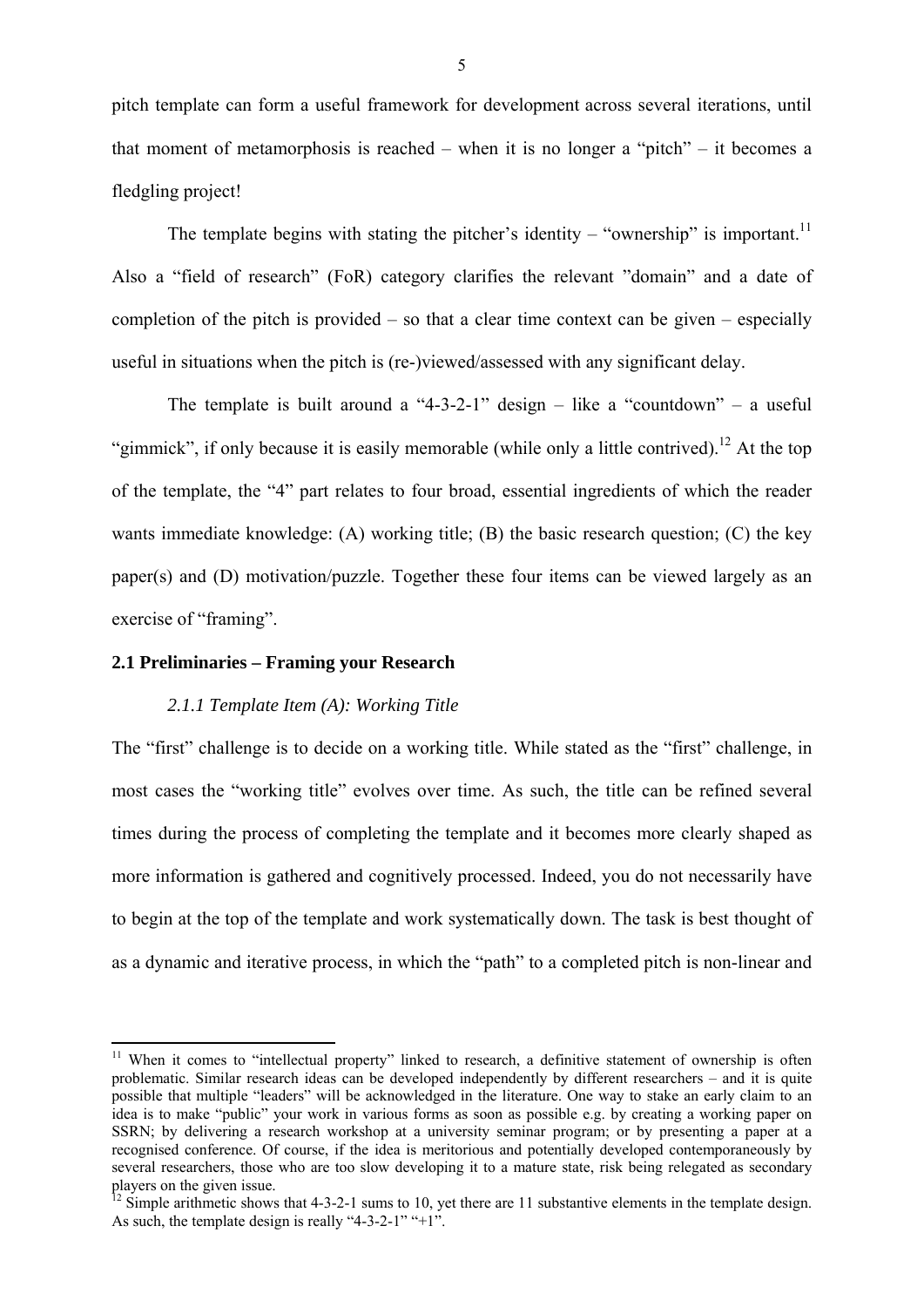pitch template can form a useful framework for development across several iterations, until that moment of metamorphosis is reached – when it is no longer a "pitch" – it becomes a fledgling project!

The template begins with stating the pitcher's identity – "ownership" is important.[11] Also a "field of research" (FoR) category clarifies the relevant "domain" and a date of completion of the pitch is provided – so that a clear time context can be given – especially useful in situations when the pitch is (re-)viewed/assessed with any significant delay.

The template is built around a "4-3-2-1" design – like a "countdown" – a useful "gimmick", if only because it is easily memorable (while only a little contrived).[12] At the top of the template, the "4" part relates to four broad, essential ingredients of which the reader wants immediate knowledge: (A) working title; (B) the basic research question; (C) the key paper(s) and (D) motivation/puzzle. Together these four items can be viewed largely as an exercise of "framing".

## 2.1 Preliminaries – Framing your Research

### *2.1.1 Template Item (A): Working Title*

The "first" challenge is to decide on a working title. While stated as the "first" challenge, in most cases the "working title" evolves over time. As such, the title can be refined several times during the process of completing the template and it becomes more clearly shaped as more information is gathered and cognitively processed. Indeed, you do not necessarily have to begin at the top of the template and work systematically down. The task is best thought of as a dynamic and iterative process, in which the "path" to a completed pitch is non-linear and

---

[11] When it comes to "intellectual property" linked to research, a definitive statement of ownership is often problematic. Similar research ideas can be developed independently by different researchers – and it is quite possible that multiple "leaders" will be acknowledged in the literature. One way to stake an early claim to an idea is to make "public" your work in various forms as soon as possible e.g. by creating a working paper on SSRN; by delivering a research workshop at a university seminar program; or by presenting a paper at a recognised conference. Of course, if the idea is meritorious and potentially developed contemporaneously by several researchers, those who are too slow developing it to a mature state, risk being relegated as secondary players on the given issue.

[12] Simple arithmetic shows that 4-3-2-1 sums to 10, yet there are 11 substantive elements in the template design. As such, the template design is really "4-3-2-1" "+1".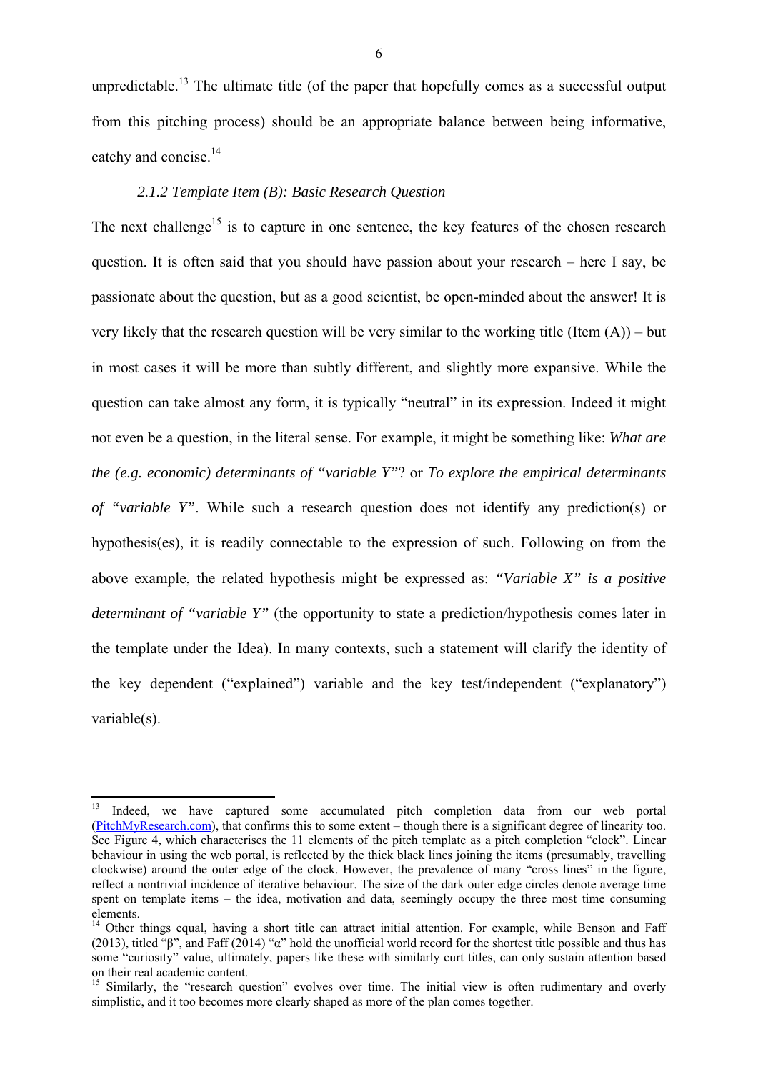unpredictable.[13] The ultimate title (of the paper that hopefully comes as a successful output from this pitching process) should be an appropriate balance between being informative, catchy and concise.[14]

### *2.1.2 Template Item (B): Basic Research Question*

The next challenge[15] is to capture in one sentence, the key features of the chosen research question. It is often said that you should have passion about your research – here I say, be passionate about the question, but as a good scientist, be open-minded about the answer! It is very likely that the research question will be very similar to the working title (Item (A)) – but in most cases it will be more than subtly different, and slightly more expansive. While the question can take almost any form, it is typically "neutral" in its expression. Indeed it might not even be a question, in the literal sense. For example, it might be something like: *What are the (e.g. economic) determinants of "variable Y"*? or *To explore the empirical determinants of "variable Y"*. While such a research question does not identify any prediction(s) or hypothesis(es), it is readily connectable to the expression of such. Following on from the above example, the related hypothesis might be expressed as: *"Variable X" is a positive determinant of "variable Y"* (the opportunity to state a prediction/hypothesis comes later in the template under the Idea). In many contexts, such a statement will clarify the identity of the key dependent ("explained") variable and the key test/independent ("explanatory") variable(s).

---

[13] Indeed, we have captured some accumulated pitch completion data from our web portal (PitchMyResearch.com), that confirms this to some extent – though there is a significant degree of linearity too. See Figure 4, which characterises the 11 elements of the pitch template as a pitch completion "clock". Linear behaviour in using the web portal, is reflected by the thick black lines joining the items (presumably, travelling clockwise) around the outer edge of the clock. However, the prevalence of many "cross lines" in the figure, reflect a nontrivial incidence of iterative behaviour. The size of the dark outer edge circles denote average time spent on template items – the idea, motivation and data, seemingly occupy the three most time consuming elements.

[14] Other things equal, having a short title can attract initial attention. For example, while Benson and Faff (2013), titled "β", and Faff (2014) "α" hold the unofficial world record for the shortest title possible and thus has some "curiosity" value, ultimately, papers like these with similarly curt titles, can only sustain attention based on their real academic content.

[15] Similarly, the "research question" evolves over time. The initial view is often rudimentary and overly simplistic, and it too becomes more clearly shaped as more of the plan comes together.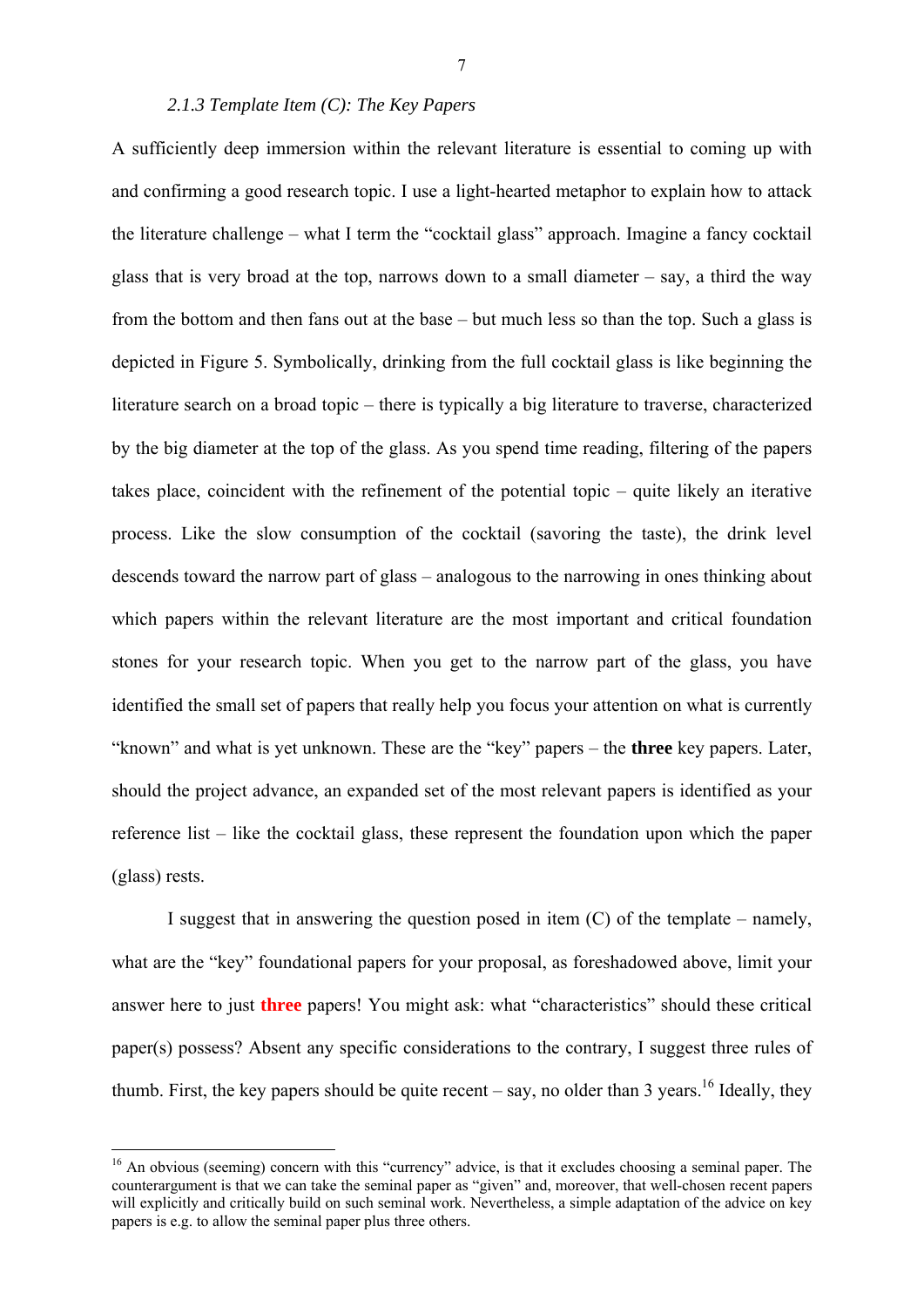### *2.1.3 Template Item (C): The Key Papers*

A sufficiently deep immersion within the relevant literature is essential to coming up with and confirming a good research topic. I use a light-hearted metaphor to explain how to attack the literature challenge – what I term the "cocktail glass" approach. Imagine a fancy cocktail glass that is very broad at the top, narrows down to a small diameter – say, a third the way from the bottom and then fans out at the base – but much less so than the top. Such a glass is depicted in Figure 5. Symbolically, drinking from the full cocktail glass is like beginning the literature search on a broad topic – there is typically a big literature to traverse, characterized by the big diameter at the top of the glass. As you spend time reading, filtering of the papers takes place, coincident with the refinement of the potential topic – quite likely an iterative process. Like the slow consumption of the cocktail (savoring the taste), the drink level descends toward the narrow part of glass – analogous to the narrowing in ones thinking about which papers within the relevant literature are the most important and critical foundation stones for your research topic. When you get to the narrow part of the glass, you have identified the small set of papers that really help you focus your attention on what is currently "known" and what is yet unknown. These are the "key" papers – the **three** key papers. Later, should the project advance, an expanded set of the most relevant papers is identified as your reference list – like the cocktail glass, these represent the foundation upon which the paper (glass) rests.

I suggest that in answering the question posed in item (C) of the template – namely, what are the "key" foundational papers for your proposal, as foreshadowed above, limit your answer here to just **three** papers! You might ask: what "characteristics" should these critical paper(s) possess? Absent any specific considerations to the contrary, I suggest three rules of thumb. First, the key papers should be quite recent – say, no older than 3 years.[16] Ideally, they

[16] An obvious (seeming) concern with this "currency" advice, is that it excludes choosing a seminal paper. The counterargument is that we can take the seminal paper as "given" and, moreover, that well-chosen recent papers will explicitly and critically build on such seminal work. Nevertheless, a simple adaptation of the advice on key papers is e.g. to allow the seminal paper plus three others.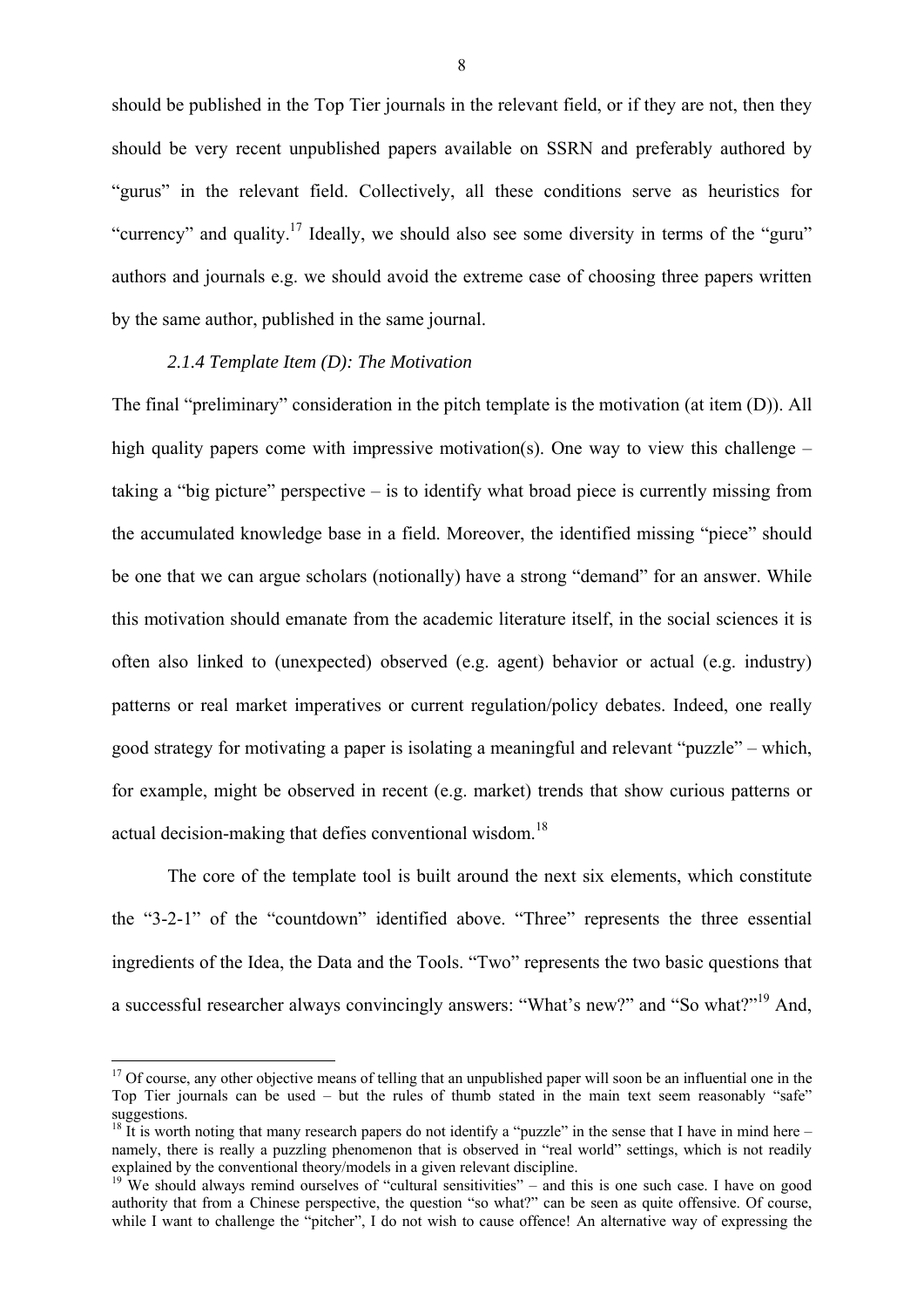should be published in the Top Tier journals in the relevant field, or if they are not, then they should be very recent unpublished papers available on SSRN and preferably authored by "gurus" in the relevant field. Collectively, all these conditions serve as heuristics for "currency" and quality.[17] Ideally, we should also see some diversity in terms of the "guru" authors and journals e.g. we should avoid the extreme case of choosing three papers written by the same author, published in the same journal.

#### *2.1.4 Template Item (D): The Motivation*

The final "preliminary" consideration in the pitch template is the motivation (at item (D)). All high quality papers come with impressive motivation(s). One way to view this challenge – taking a "big picture" perspective – is to identify what broad piece is currently missing from the accumulated knowledge base in a field. Moreover, the identified missing "piece" should be one that we can argue scholars (notionally) have a strong "demand" for an answer. While this motivation should emanate from the academic literature itself, in the social sciences it is often also linked to (unexpected) observed (e.g. agent) behavior or actual (e.g. industry) patterns or real market imperatives or current regulation/policy debates. Indeed, one really good strategy for motivating a paper is isolating a meaningful and relevant "puzzle" – which, for example, might be observed in recent (e.g. market) trends that show curious patterns or actual decision-making that defies conventional wisdom.[18]

The core of the template tool is built around the next six elements, which constitute the "3-2-1" of the "countdown" identified above. "Three" represents the three essential ingredients of the Idea, the Data and the Tools. "Two" represents the two basic questions that a successful researcher always convincingly answers: "What's new?" and "So what?"[19] And,

---

[17] Of course, any other objective means of telling that an unpublished paper will soon be an influential one in the Top Tier journals can be used – but the rules of thumb stated in the main text seem reasonably "safe" suggestions.

[18] It is worth noting that many research papers do not identify a "puzzle" in the sense that I have in mind here – namely, there is really a puzzling phenomenon that is observed in "real world" settings, which is not readily explained by the conventional theory/models in a given relevant discipline.

[19] We should always remind ourselves of "cultural sensitivities" – and this is one such case. I have on good authority that from a Chinese perspective, the question "so what?" can be seen as quite offensive. Of course, while I want to challenge the "pitcher", I do not wish to cause offence! An alternative way of expressing the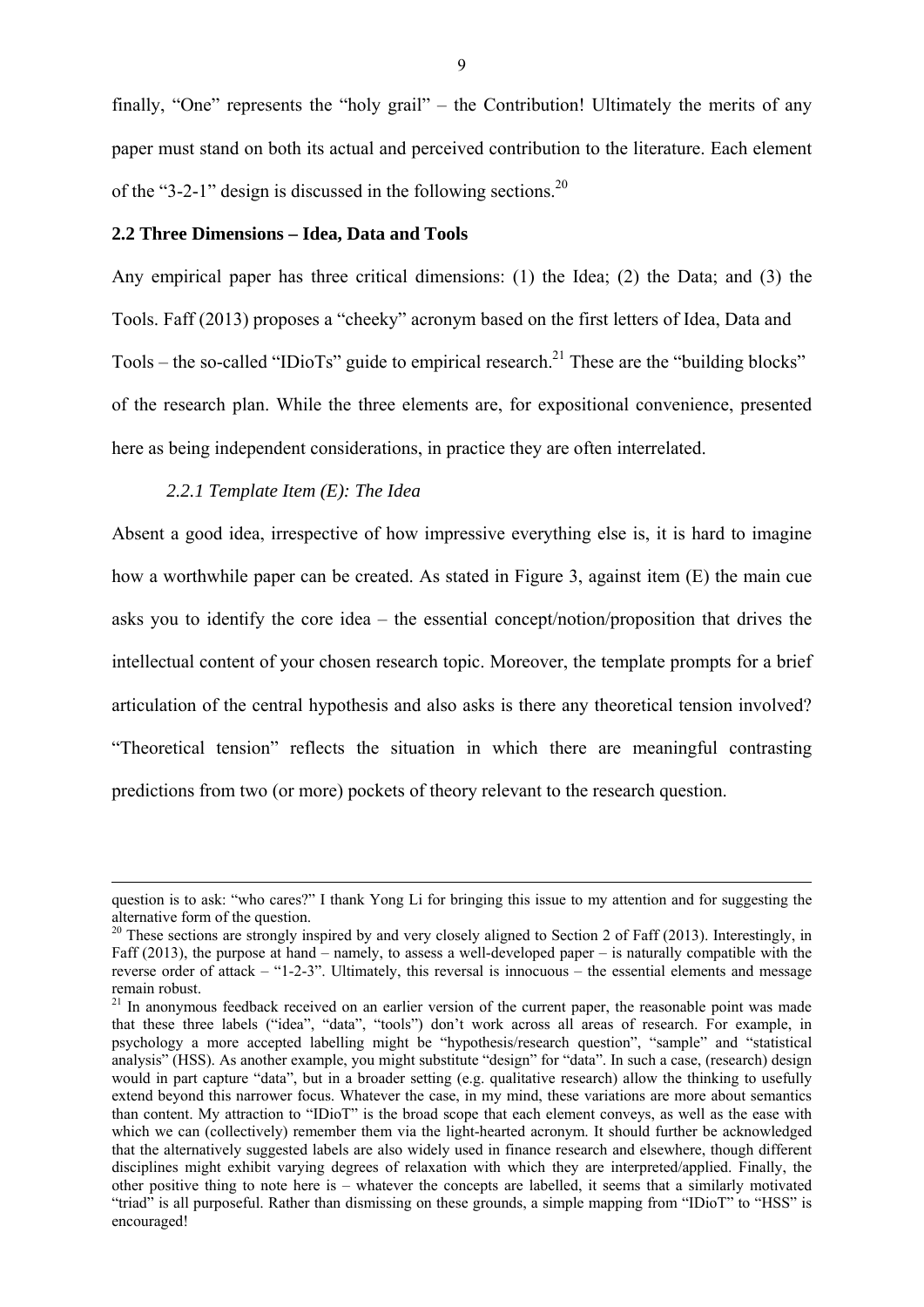finally, "One" represents the "holy grail" – the Contribution! Ultimately the merits of any paper must stand on both its actual and perceived contribution to the literature. Each element of the "3-2-1" design is discussed in the following sections.[20]

## 2.2 Three Dimensions – Idea, Data and Tools

Any empirical paper has three critical dimensions: (1) the Idea; (2) the Data; and (3) the Tools. Faff (2013) proposes a "cheeky" acronym based on the first letters of Idea, Data and Tools – the so-called "IDioTs" guide to empirical research.[21] These are the "building blocks" of the research plan. While the three elements are, for expositional convenience, presented here as being independent considerations, in practice they are often interrelated.

### *2.2.1 Template Item (E): The Idea*

Absent a good idea, irrespective of how impressive everything else is, it is hard to imagine how a worthwhile paper can be created. As stated in Figure 3, against item (E) the main cue asks you to identify the core idea – the essential concept/notion/proposition that drives the intellectual content of your chosen research topic. Moreover, the template prompts for a brief articulation of the central hypothesis and also asks is there any theoretical tension involved? "Theoretical tension" reflects the situation in which there are meaningful contrasting predictions from two (or more) pockets of theory relevant to the research question.

---

question is to ask: "who cares?" I thank Yong Li for bringing this issue to my attention and for suggesting the alternative form of the question.

[20] These sections are strongly inspired by and very closely aligned to Section 2 of Faff (2013). Interestingly, in Faff (2013), the purpose at hand – namely, to assess a well-developed paper – is naturally compatible with the reverse order of attack – "1-2-3". Ultimately, this reversal is innocuous – the essential elements and message remain robust.

[21] In anonymous feedback received on an earlier version of the current paper, the reasonable point was made that these three labels ("idea", "data", "tools") don't work across all areas of research. For example, in psychology a more accepted labelling might be "hypothesis/research question", "sample" and "statistical analysis" (HSS). As another example, you might substitute "design" for "data". In such a case, (research) design would in part capture "data", but in a broader setting (e.g. qualitative research) allow the thinking to usefully extend beyond this narrower focus. Whatever the case, in my mind, these variations are more about semantics than content. My attraction to "IDioT" is the broad scope that each element conveys, as well as the ease with which we can (collectively) remember them via the light-hearted acronym. It should further be acknowledged that the alternatively suggested labels are also widely used in finance research and elsewhere, though different disciplines might exhibit varying degrees of relaxation with which they are interpreted/applied. Finally, the other positive thing to note here is – whatever the concepts are labelled, it seems that a similarly motivated "triad" is all purposeful. Rather than dismissing on these grounds, a simple mapping from "IDioT" to "HSS" is encouraged!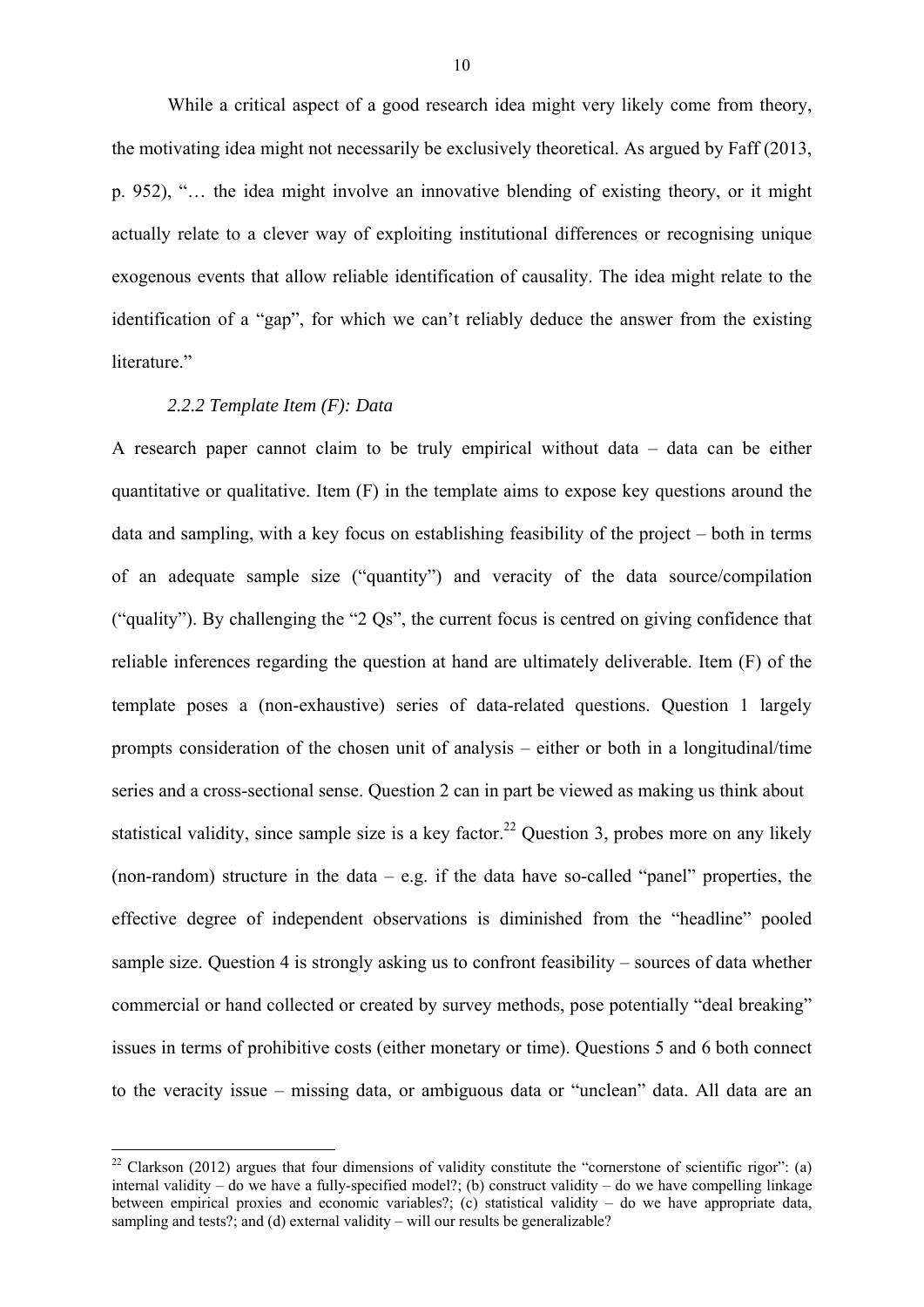While a critical aspect of a good research idea might very likely come from theory, the motivating idea might not necessarily be exclusively theoretical. As argued by Faff (2013, p. 952), "… the idea might involve an innovative blending of existing theory, or it might actually relate to a clever way of exploiting institutional differences or recognising unique exogenous events that allow reliable identification of causality. The idea might relate to the identification of a "gap", for which we can't reliably deduce the answer from the existing literature."

### *2.2.2 Template Item (F): Data*

A research paper cannot claim to be truly empirical without data – data can be either quantitative or qualitative. Item (F) in the template aims to expose key questions around the data and sampling, with a key focus on establishing feasibility of the project – both in terms of an adequate sample size ("quantity") and veracity of the data source/compilation ("quality"). By challenging the "2 Qs", the current focus is centred on giving confidence that reliable inferences regarding the question at hand are ultimately deliverable. Item (F) of the template poses a (non-exhaustive) series of data-related questions. Question 1 largely prompts consideration of the chosen unit of analysis – either or both in a longitudinal/time series and a cross-sectional sense. Question 2 can in part be viewed as making us think about statistical validity, since sample size is a key factor.[22] Question 3, probes more on any likely (non-random) structure in the data – e.g. if the data have so-called "panel" properties, the effective degree of independent observations is diminished from the "headline" pooled sample size. Question 4 is strongly asking us to confront feasibility – sources of data whether commercial or hand collected or created by survey methods, pose potentially "deal breaking" issues in terms of prohibitive costs (either monetary or time). Questions 5 and 6 both connect to the veracity issue – missing data, or ambiguous data or "unclean" data. All data are an

[22] Clarkson (2012) argues that four dimensions of validity constitute the "cornerstone of scientific rigor": (a) internal validity – do we have a fully-specified model?; (b) construct validity – do we have compelling linkage between empirical proxies and economic variables?; (c) statistical validity – do we have appropriate data, sampling and tests?; and (d) external validity – will our results be generalizable?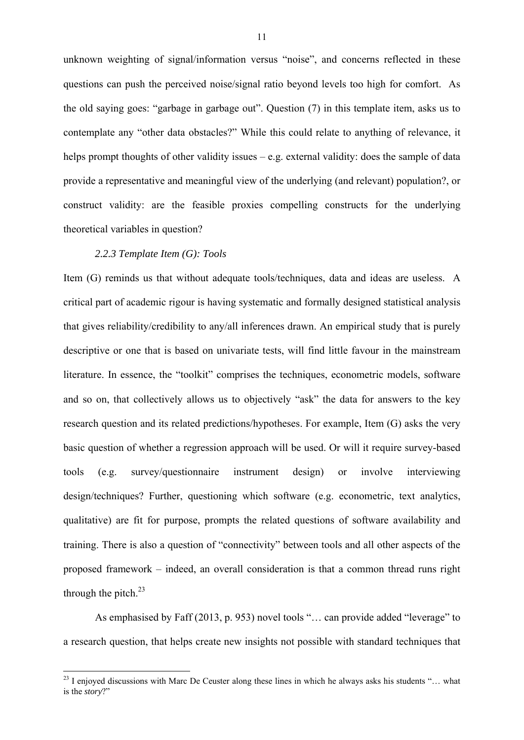unknown weighting of signal/information versus "noise", and concerns reflected in these questions can push the perceived noise/signal ratio beyond levels too high for comfort. As the old saying goes: "garbage in garbage out". Question (7) in this template item, asks us to contemplate any "other data obstacles?" While this could relate to anything of relevance, it helps prompt thoughts of other validity issues – e.g. external validity: does the sample of data provide a representative and meaningful view of the underlying (and relevant) population?, or construct validity: are the feasible proxies compelling constructs for the underlying theoretical variables in question?

### *2.2.3 Template Item (G): Tools*

Item (G) reminds us that without adequate tools/techniques, data and ideas are useless. A critical part of academic rigour is having systematic and formally designed statistical analysis that gives reliability/credibility to any/all inferences drawn. An empirical study that is purely descriptive or one that is based on univariate tests, will find little favour in the mainstream literature. In essence, the "toolkit" comprises the techniques, econometric models, software and so on, that collectively allows us to objectively "ask" the data for answers to the key research question and its related predictions/hypotheses. For example, Item (G) asks the very basic question of whether a regression approach will be used. Or will it require survey-based tools (e.g. survey/questionnaire instrument design) or involve interviewing design/techniques? Further, questioning which software (e.g. econometric, text analytics, qualitative) are fit for purpose, prompts the related questions of software availability and training. There is also a question of "connectivity" between tools and all other aspects of the proposed framework – indeed, an overall consideration is that a common thread runs right through the pitch.[23]

As emphasised by Faff (2013, p. 953) novel tools "… can provide added "leverage" to a research question, that helps create new insights not possible with standard techniques that

[23] I enjoyed discussions with Marc De Ceuster along these lines in which he always asks his students "… what is the *story*?"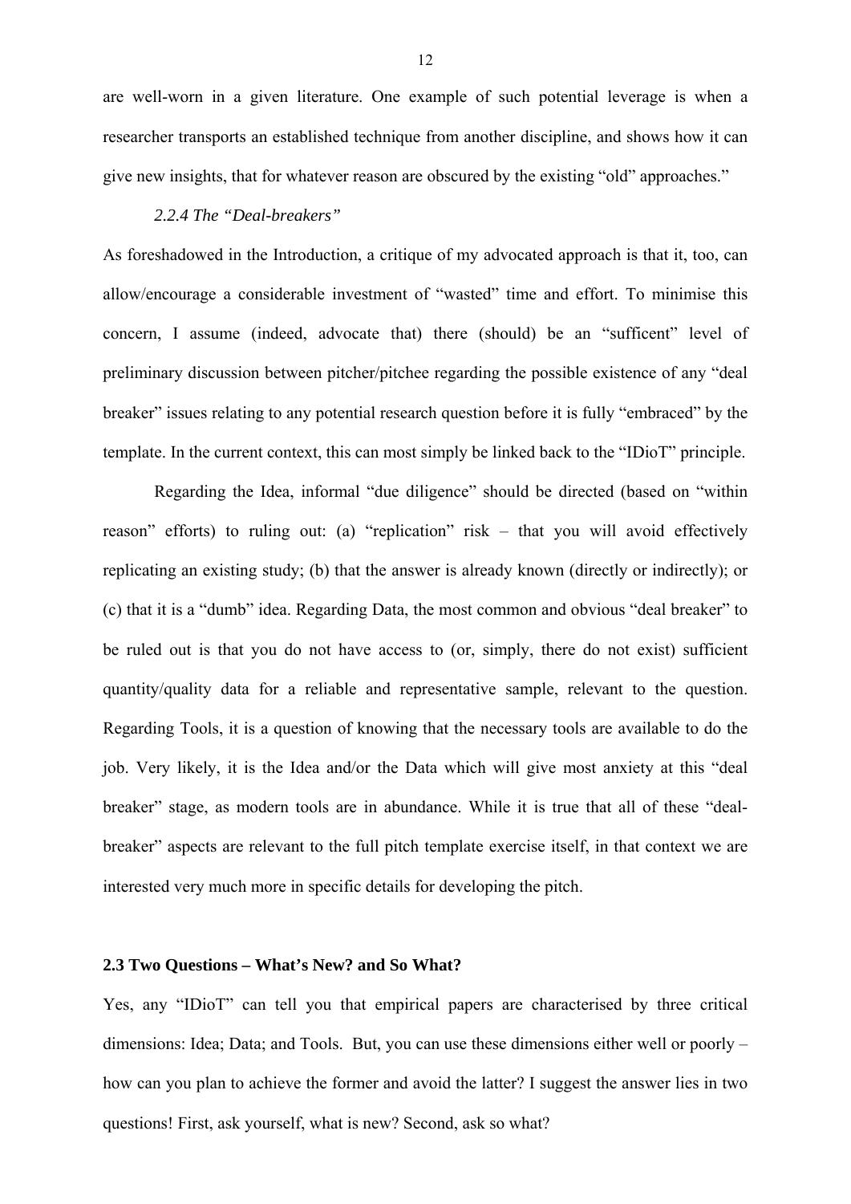are well-worn in a given literature. One example of such potential leverage is when a researcher transports an established technique from another discipline, and shows how it can give new insights, that for whatever reason are obscured by the existing "old" approaches."

#### *2.2.4 The "Deal-breakers"*

As foreshadowed in the Introduction, a critique of my advocated approach is that it, too, can allow/encourage a considerable investment of "wasted" time and effort. To minimise this concern, I assume (indeed, advocate that) there (should) be an "sufficent" level of preliminary discussion between pitcher/pitchee regarding the possible existence of any "deal breaker" issues relating to any potential research question before it is fully "embraced" by the template. In the current context, this can most simply be linked back to the "IDioT" principle.

Regarding the Idea, informal "due diligence" should be directed (based on "within reason" efforts) to ruling out: (a) "replication" risk – that you will avoid effectively replicating an existing study; (b) that the answer is already known (directly or indirectly); or (c) that it is a "dumb" idea. Regarding Data, the most common and obvious "deal breaker" to be ruled out is that you do not have access to (or, simply, there do not exist) sufficient quantity/quality data for a reliable and representative sample, relevant to the question. Regarding Tools, it is a question of knowing that the necessary tools are available to do the job. Very likely, it is the Idea and/or the Data which will give most anxiety at this "deal breaker" stage, as modern tools are in abundance. While it is true that all of these "deal-breaker" aspects are relevant to the full pitch template exercise itself, in that context we are interested very much more in specific details for developing the pitch.

### **2.3 Two Questions – What's New? and So What?**

Yes, any "IDioT" can tell you that empirical papers are characterised by three critical dimensions: Idea; Data; and Tools. But, you can use these dimensions either well or poorly – how can you plan to achieve the former and avoid the latter? I suggest the answer lies in two questions! First, ask yourself, what is new? Second, ask so what?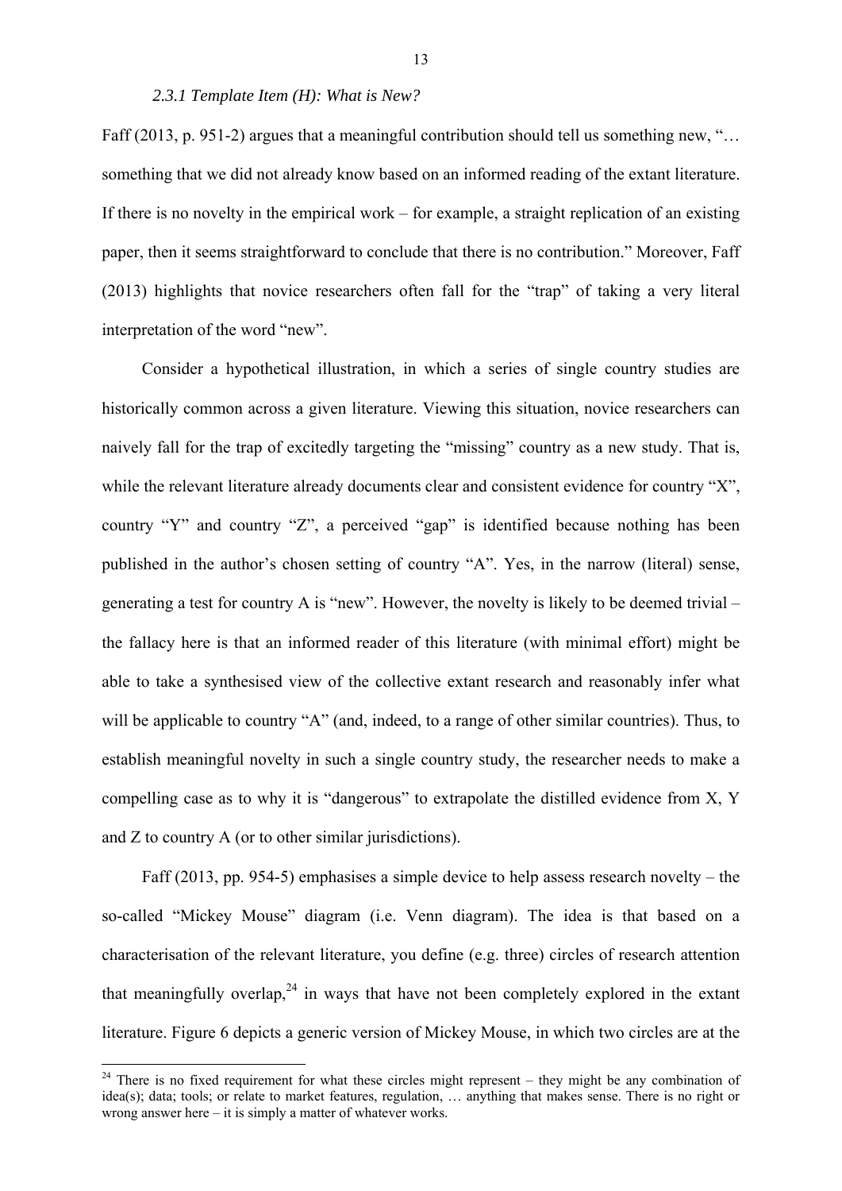### *2.3.1 Template Item (H): What is New?*

Faff (2013, p. 951-2) argues that a meaningful contribution should tell us something new, "… something that we did not already know based on an informed reading of the extant literature. If there is no novelty in the empirical work – for example, a straight replication of an existing paper, then it seems straightforward to conclude that there is no contribution." Moreover, Faff (2013) highlights that novice researchers often fall for the "trap" of taking a very literal interpretation of the word "new".

Consider a hypothetical illustration, in which a series of single country studies are historically common across a given literature. Viewing this situation, novice researchers can naively fall for the trap of excitedly targeting the "missing" country as a new study. That is, while the relevant literature already documents clear and consistent evidence for country "X", country "Y" and country "Z", a perceived "gap" is identified because nothing has been published in the author's chosen setting of country "A". Yes, in the narrow (literal) sense, generating a test for country A is "new". However, the novelty is likely to be deemed trivial – the fallacy here is that an informed reader of this literature (with minimal effort) might be able to take a synthesised view of the collective extant research and reasonably infer what will be applicable to country "A" (and, indeed, to a range of other similar countries). Thus, to establish meaningful novelty in such a single country study, the researcher needs to make a compelling case as to why it is "dangerous" to extrapolate the distilled evidence from X, Y and Z to country A (or to other similar jurisdictions).

Faff (2013, pp. 954-5) emphasises a simple device to help assess research novelty – the so-called "Mickey Mouse" diagram (i.e. Venn diagram). The idea is that based on a characterisation of the relevant literature, you define (e.g. three) circles of research attention that meaningfully overlap,[24] in ways that have not been completely explored in the extant literature. Figure 6 depicts a generic version of Mickey Mouse, in which two circles are at the

[24] There is no fixed requirement for what these circles might represent – they might be any combination of idea(s); data; tools; or relate to market features, regulation, … anything that makes sense. There is no right or wrong answer here – it is simply a matter of whatever works.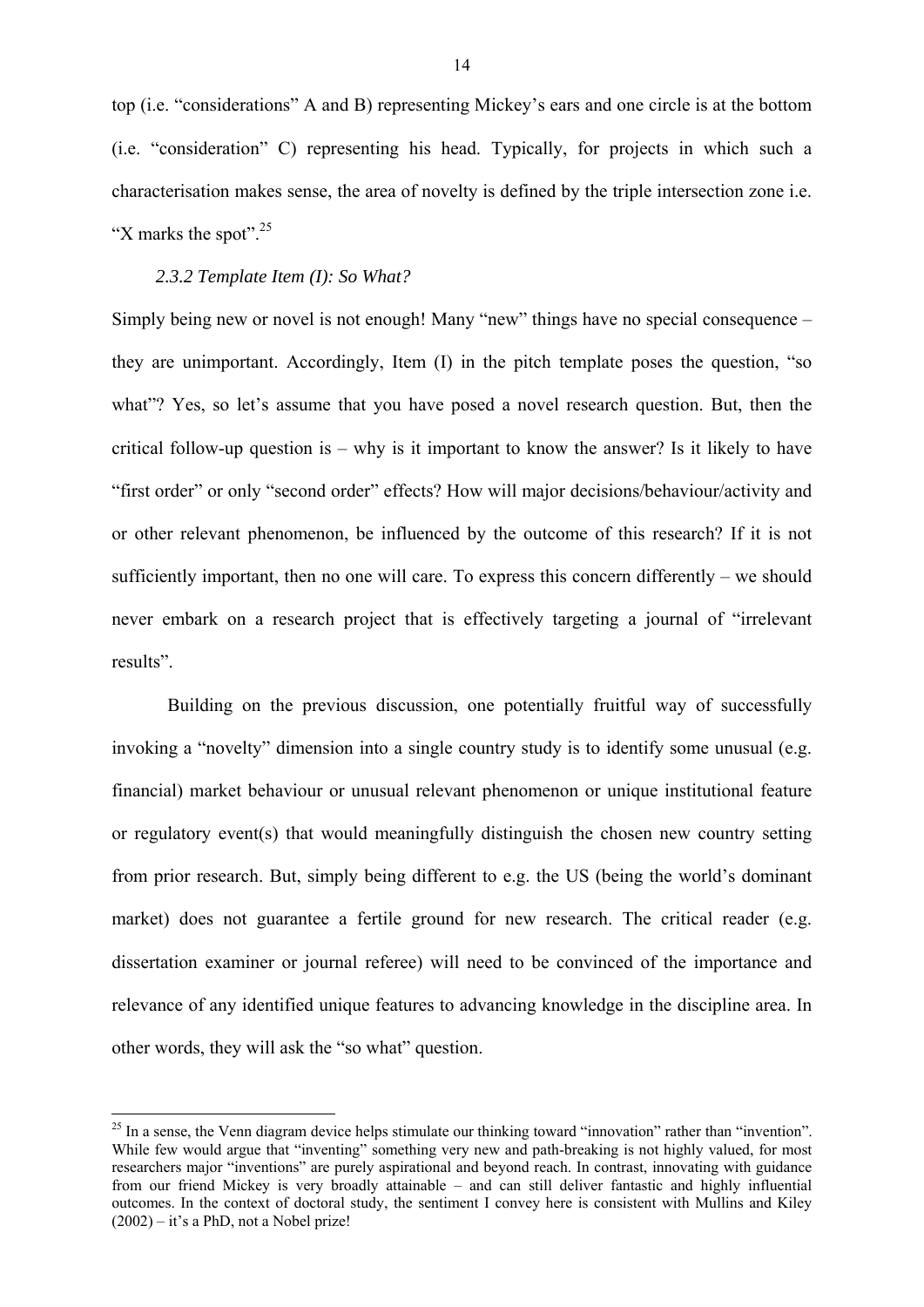top (i.e. "considerations" A and B) representing Mickey's ears and one circle is at the bottom (i.e. "consideration" C) representing his head. Typically, for projects in which such a characterisation makes sense, the area of novelty is defined by the triple intersection zone i.e. "X marks the spot".[25]

### *2.3.2 Template Item (I): So What?*

Simply being new or novel is not enough! Many "new" things have no special consequence – they are unimportant. Accordingly, Item (I) in the pitch template poses the question, "so what"? Yes, so let's assume that you have posed a novel research question. But, then the critical follow-up question is – why is it important to know the answer? Is it likely to have "first order" or only "second order" effects? How will major decisions/behaviour/activity and or other relevant phenomenon, be influenced by the outcome of this research? If it is not sufficiently important, then no one will care. To express this concern differently – we should never embark on a research project that is effectively targeting a journal of "irrelevant results".

Building on the previous discussion, one potentially fruitful way of successfully invoking a "novelty" dimension into a single country study is to identify some unusual (e.g. financial) market behaviour or unusual relevant phenomenon or unique institutional feature or regulatory event(s) that would meaningfully distinguish the chosen new country setting from prior research. But, simply being different to e.g. the US (being the world's dominant market) does not guarantee a fertile ground for new research. The critical reader (e.g. dissertation examiner or journal referee) will need to be convinced of the importance and relevance of any identified unique features to advancing knowledge in the discipline area. In other words, they will ask the "so what" question.

---

[25] In a sense, the Venn diagram device helps stimulate our thinking toward "innovation" rather than "invention". While few would argue that "inventing" something very new and path-breaking is not highly valued, for most researchers major "inventions" are purely aspirational and beyond reach. In contrast, innovating with guidance from our friend Mickey is very broadly attainable – and can still deliver fantastic and highly influential outcomes. In the context of doctoral study, the sentiment I convey here is consistent with Mullins and Kiley (2002) – it's a PhD, not a Nobel prize!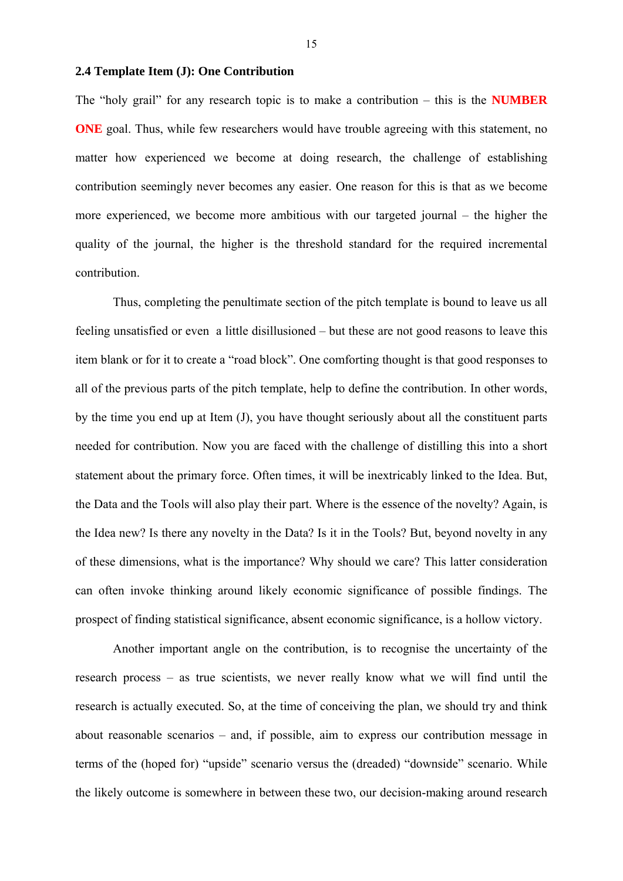### 2.4 Template Item (J): One Contribution

The "holy grail" for any research topic is to make a contribution – this is the **NUMBER ONE** goal. Thus, while few researchers would have trouble agreeing with this statement, no matter how experienced we become at doing research, the challenge of establishing contribution seemingly never becomes any easier. One reason for this is that as we become more experienced, we become more ambitious with our targeted journal – the higher the quality of the journal, the higher is the threshold standard for the required incremental contribution.

Thus, completing the penultimate section of the pitch template is bound to leave us all feeling unsatisfied or even a little disillusioned – but these are not good reasons to leave this item blank or for it to create a "road block". One comforting thought is that good responses to all of the previous parts of the pitch template, help to define the contribution. In other words, by the time you end up at Item (J), you have thought seriously about all the constituent parts needed for contribution. Now you are faced with the challenge of distilling this into a short statement about the primary force. Often times, it will be inextricably linked to the Idea. But, the Data and the Tools will also play their part. Where is the essence of the novelty? Again, is the Idea new? Is there any novelty in the Data? Is it in the Tools? But, beyond novelty in any of these dimensions, what is the importance? Why should we care? This latter consideration can often invoke thinking around likely economic significance of possible findings. The prospect of finding statistical significance, absent economic significance, is a hollow victory.

Another important angle on the contribution, is to recognise the uncertainty of the research process – as true scientists, we never really know what we will find until the research is actually executed. So, at the time of conceiving the plan, we should try and think about reasonable scenarios – and, if possible, aim to express our contribution message in terms of the (hoped for) "upside" scenario versus the (dreaded) "downside" scenario. While the likely outcome is somewhere in between these two, our decision-making around research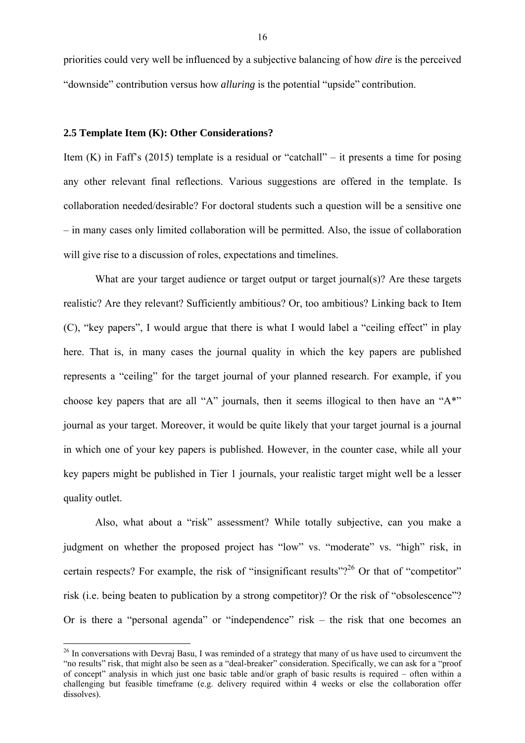priorities could very well be influenced by a subjective balancing of how *dire* is the perceived "downside" contribution versus how *alluring* is the potential "upside" contribution.

### 2.5 Template Item (K): Other Considerations?

Item (K) in Faff's (2015) template is a residual or "catchall" – it presents a time for posing any other relevant final reflections. Various suggestions are offered in the template. Is collaboration needed/desirable? For doctoral students such a question will be a sensitive one – in many cases only limited collaboration will be permitted. Also, the issue of collaboration will give rise to a discussion of roles, expectations and timelines.

What are your target audience or target output or target journal(s)? Are these targets realistic? Are they relevant? Sufficiently ambitious? Or, too ambitious? Linking back to Item (C), "key papers", I would argue that there is what I would label a "ceiling effect" in play here. That is, in many cases the journal quality in which the key papers are published represents a "ceiling" for the target journal of your planned research. For example, if you choose key papers that are all "A" journals, then it seems illogical to then have an "A*" journal as your target. Moreover, it would be quite likely that your target journal is a journal in which one of your key papers is published. However, in the counter case, while all your key papers might be published in Tier 1 journals, your realistic target might well be a lesser quality outlet.

Also, what about a "risk" assessment? While totally subjective, can you make a judgment on whether the proposed project has "low" vs. "moderate" vs. "high" risk, in certain respects? For example, the risk of "insignificant results"?[26] Or that of "competitor" risk (i.e. being beaten to publication by a strong competitor)? Or the risk of "obsolescence"? Or is there a "personal agenda" or "independence" risk – the risk that one becomes an

[26] In conversations with Devraj Basu, I was reminded of a strategy that many of us have used to circumvent the "no results" risk, that might also be seen as a "deal-breaker" consideration. Specifically, we can ask for a "proof of concept" analysis in which just one basic table and/or graph of basic results is required – often within a challenging but feasible timeframe (e.g. delivery required within 4 weeks or else the collaboration offer dissolves).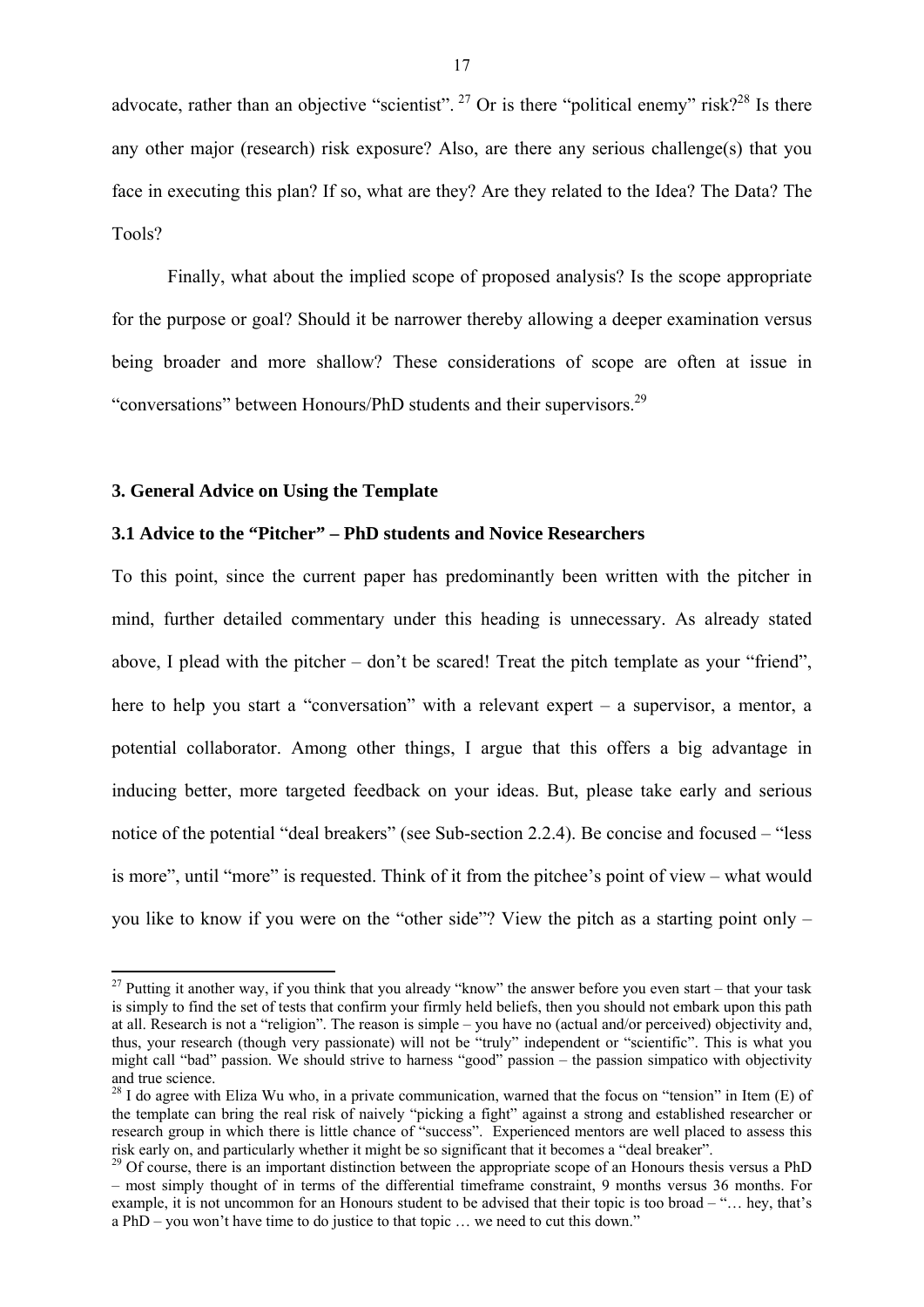advocate, rather than an objective "scientist". [27] Or is there "political enemy" risk?[28] Is there any other major (research) risk exposure? Also, are there any serious challenge(s) that you face in executing this plan? If so, what are they? Are they related to the Idea? The Data? The Tools?

Finally, what about the implied scope of proposed analysis? Is the scope appropriate for the purpose or goal? Should it be narrower thereby allowing a deeper examination versus being broader and more shallow? These considerations of scope are often at issue in "conversations" between Honours/PhD students and their supervisors.[29]

## 3. General Advice on Using the Template

### 3.1 Advice to the "Pitcher" – PhD students and Novice Researchers

To this point, since the current paper has predominantly been written with the pitcher in mind, further detailed commentary under this heading is unnecessary. As already stated above, I plead with the pitcher – don't be scared! Treat the pitch template as your "friend", here to help you start a "conversation" with a relevant expert – a supervisor, a mentor, a potential collaborator. Among other things, I argue that this offers a big advantage in inducing better, more targeted feedback on your ideas. But, please take early and serious notice of the potential "deal breakers" (see Sub-section 2.2.4). Be concise and focused – "less is more", until "more" is requested. Think of it from the pitchee's point of view – what would you like to know if you were on the "other side"? View the pitch as a starting point only –

---

[27] Putting it another way, if you think that you already "know" the answer before you even start – that your task is simply to find the set of tests that confirm your firmly held beliefs, then you should not embark upon this path at all. Research is not a "religion". The reason is simple – you have no (actual and/or perceived) objectivity and, thus, your research (though very passionate) will not be "truly" independent or "scientific". This is what you might call "bad" passion. We should strive to harness "good" passion – the passion simpatico with objectivity and true science.

[28] I do agree with Eliza Wu who, in a private communication, warned that the focus on "tension" in Item (E) of the template can bring the real risk of naively "picking a fight" against a strong and established researcher or research group in which there is little chance of "success". Experienced mentors are well placed to assess this risk early on, and particularly whether it might be so significant that it becomes a "deal breaker".

[29] Of course, there is an important distinction between the appropriate scope of an Honours thesis versus a PhD – most simply thought of in terms of the differential timeframe constraint, 9 months versus 36 months. For example, it is not uncommon for an Honours student to be advised that their topic is too broad – "… hey, that's a PhD – you won't have time to do justice to that topic … we need to cut this down."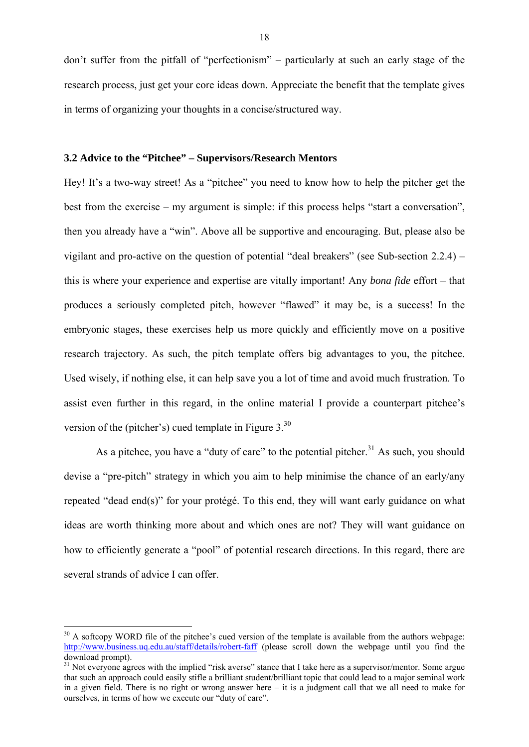don't suffer from the pitfall of "perfectionism" – particularly at such an early stage of the research process, just get your core ideas down. Appreciate the benefit that the template gives in terms of organizing your thoughts in a concise/structured way.

### 3.2 Advice to the "Pitchee" – Supervisors/Research Mentors

Hey! It's a two-way street! As a "pitchee" you need to know how to help the pitcher get the best from the exercise – my argument is simple: if this process helps "start a conversation", then you already have a "win". Above all be supportive and encouraging. But, please also be vigilant and pro-active on the question of potential "deal breakers" (see Sub-section 2.2.4) – this is where your experience and expertise are vitally important! Any *bona fide* effort – that produces a seriously completed pitch, however "flawed" it may be, is a success! In the embryonic stages, these exercises help us more quickly and efficiently move on a positive research trajectory. As such, the pitch template offers big advantages to you, the pitchee. Used wisely, if nothing else, it can help save you a lot of time and avoid much frustration. To assist even further in this regard, in the online material I provide a counterpart pitchee's version of the (pitcher's) cued template in Figure 3.[30]

As a pitchee, you have a "duty of care" to the potential pitcher.[31] As such, you should devise a "pre-pitch" strategy in which you aim to help minimise the chance of an early/any repeated "dead end(s)" for your protégé. To this end, they will want early guidance on what ideas are worth thinking more about and which ones are not? They will want guidance on how to efficiently generate a "pool" of potential research directions. In this regard, there are several strands of advice I can offer.

---

[30] A softcopy WORD file of the pitchee's cued version of the template is available from the authors webpage: http://www.business.uq.edu.au/staff/details/robert-faff (please scroll down the webpage until you find the download prompt).

[31] Not everyone agrees with the implied "risk averse" stance that I take here as a supervisor/mentor. Some argue that such an approach could easily stifle a brilliant student/brilliant topic that could lead to a major seminal work in a given field. There is no right or wrong answer here – it is a judgment call that we all need to make for ourselves, in terms of how we execute our "duty of care".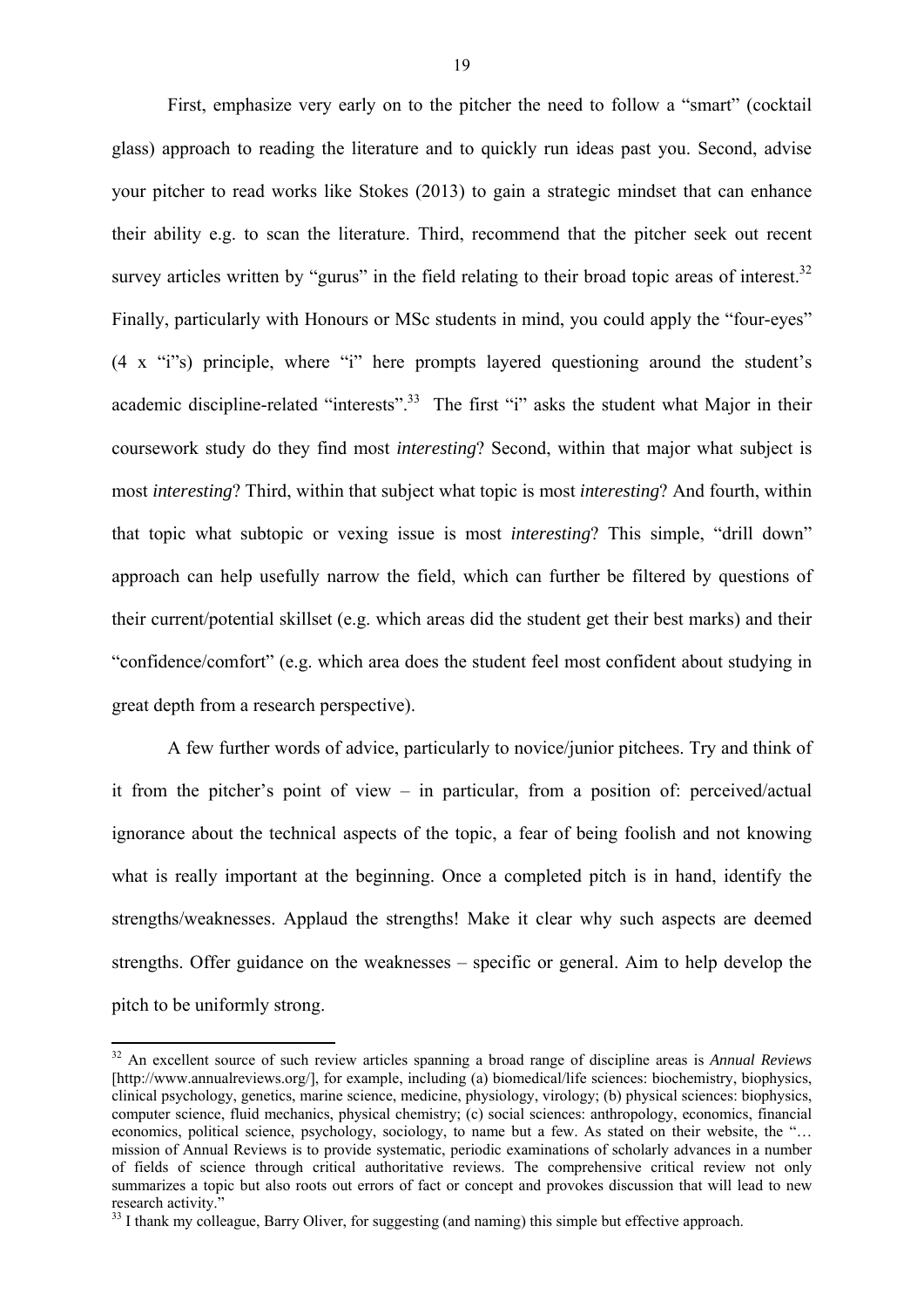First, emphasize very early on to the pitcher the need to follow a "smart" (cocktail glass) approach to reading the literature and to quickly run ideas past you. Second, advise your pitcher to read works like Stokes (2013) to gain a strategic mindset that can enhance their ability e.g. to scan the literature. Third, recommend that the pitcher seek out recent survey articles written by "gurus" in the field relating to their broad topic areas of interest.[32] Finally, particularly with Honours or MSc students in mind, you could apply the "four-eyes" (4 x "i"s) principle, where "i" here prompts layered questioning around the student's academic discipline-related "interests".[33] The first "i" asks the student what Major in their coursework study do they find most *interesting*? Second, within that major what subject is most *interesting*? Third, within that subject what topic is most *interesting*? And fourth, within that topic what subtopic or vexing issue is most *interesting*? This simple, "drill down" approach can help usefully narrow the field, which can further be filtered by questions of their current/potential skillset (e.g. which areas did the student get their best marks) and their "confidence/comfort" (e.g. which area does the student feel most confident about studying in great depth from a research perspective).

A few further words of advice, particularly to novice/junior pitchees. Try and think of it from the pitcher's point of view – in particular, from a position of: perceived/actual ignorance about the technical aspects of the topic, a fear of being foolish and not knowing what is really important at the beginning. Once a completed pitch is in hand, identify the strengths/weaknesses. Applaud the strengths! Make it clear why such aspects are deemed strengths. Offer guidance on the weaknesses – specific or general. Aim to help develop the pitch to be uniformly strong.

---

[32] An excellent source of such review articles spanning a broad range of discipline areas is *Annual Reviews* [http://www.annualreviews.org/], for example, including (a) biomedical/life sciences: biochemistry, biophysics, clinical psychology, genetics, marine science, medicine, physiology, virology; (b) physical sciences: biophysics, computer science, fluid mechanics, physical chemistry; (c) social sciences: anthropology, economics, financial economics, political science, psychology, sociology, to name but a few. As stated on their website, the "… mission of Annual Reviews is to provide systematic, periodic examinations of scholarly advances in a number of fields of science through critical authoritative reviews. The comprehensive critical review not only summarizes a topic but also roots out errors of fact or concept and provokes discussion that will lead to new research activity."

[33] I thank my colleague, Barry Oliver, for suggesting (and naming) this simple but effective approach.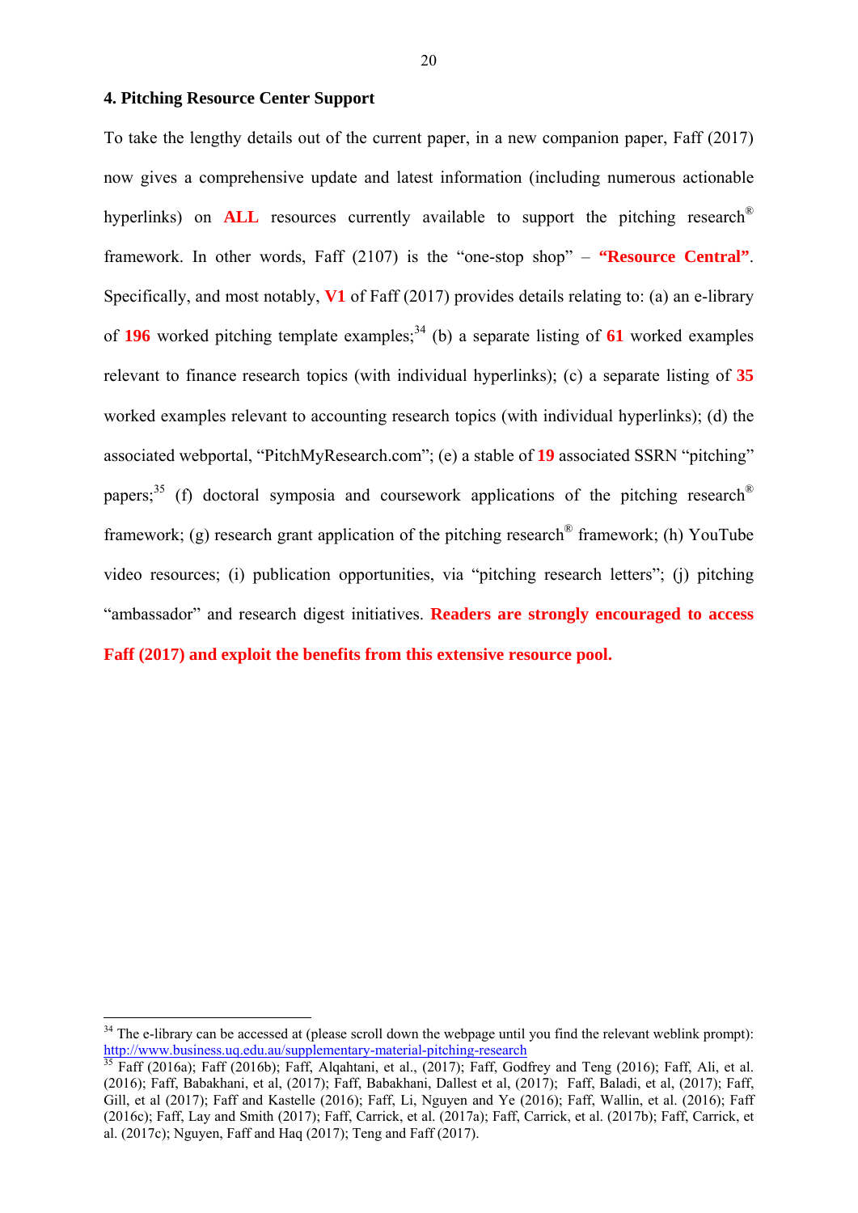## 4. Pitching Resource Center Support

To take the lengthy details out of the current paper, in a new companion paper, Faff (2017) now gives a comprehensive update and latest information (including numerous actionable hyperlinks) on **ALL** resources currently available to support the pitching research® framework. In other words, Faff (2107) is the "one-stop shop" – **"Resource Central"**. Specifically, and most notably, **V1** of Faff (2017) provides details relating to: (a) an e-library of **196** worked pitching template examples;[34] (b) a separate listing of **61** worked examples relevant to finance research topics (with individual hyperlinks); (c) a separate listing of **35** worked examples relevant to accounting research topics (with individual hyperlinks); (d) the associated webportal, "PitchMyResearch.com"; (e) a stable of **19** associated SSRN "pitching" papers;[35] (f) doctoral symposia and coursework applications of the pitching research® framework; (g) research grant application of the pitching research® framework; (h) YouTube video resources; (i) publication opportunities, via "pitching research letters"; (j) pitching "ambassador" and research digest initiatives. **Readers are strongly encouraged to access Faff (2017) and exploit the benefits from this extensive resource pool.**

---

[34] The e-library can be accessed at (please scroll down the webpage until you find the relevant weblink prompt): http://www.business.uq.edu.au/supplementary-material-pitching-research

[35] Faff (2016a); Faff (2016b); Faff, Alqahtani, et al., (2017); Faff, Godfrey and Teng (2016); Faff, Ali, et al. (2016); Faff, Babakhani, et al, (2017); Faff, Babakhani, Dallest et al, (2017); Faff, Baladi, et al, (2017); Faff, Gill, et al (2017); Faff and Kastelle (2016); Faff, Li, Nguyen and Ye (2016); Faff, Wallin, et al. (2016); Faff (2016c); Faff, Lay and Smith (2017); Faff, Carrick, et al. (2017a); Faff, Carrick, et al. (2017b); Faff, Carrick, et al. (2017c); Nguyen, Faff and Haq (2017); Teng and Faff (2017).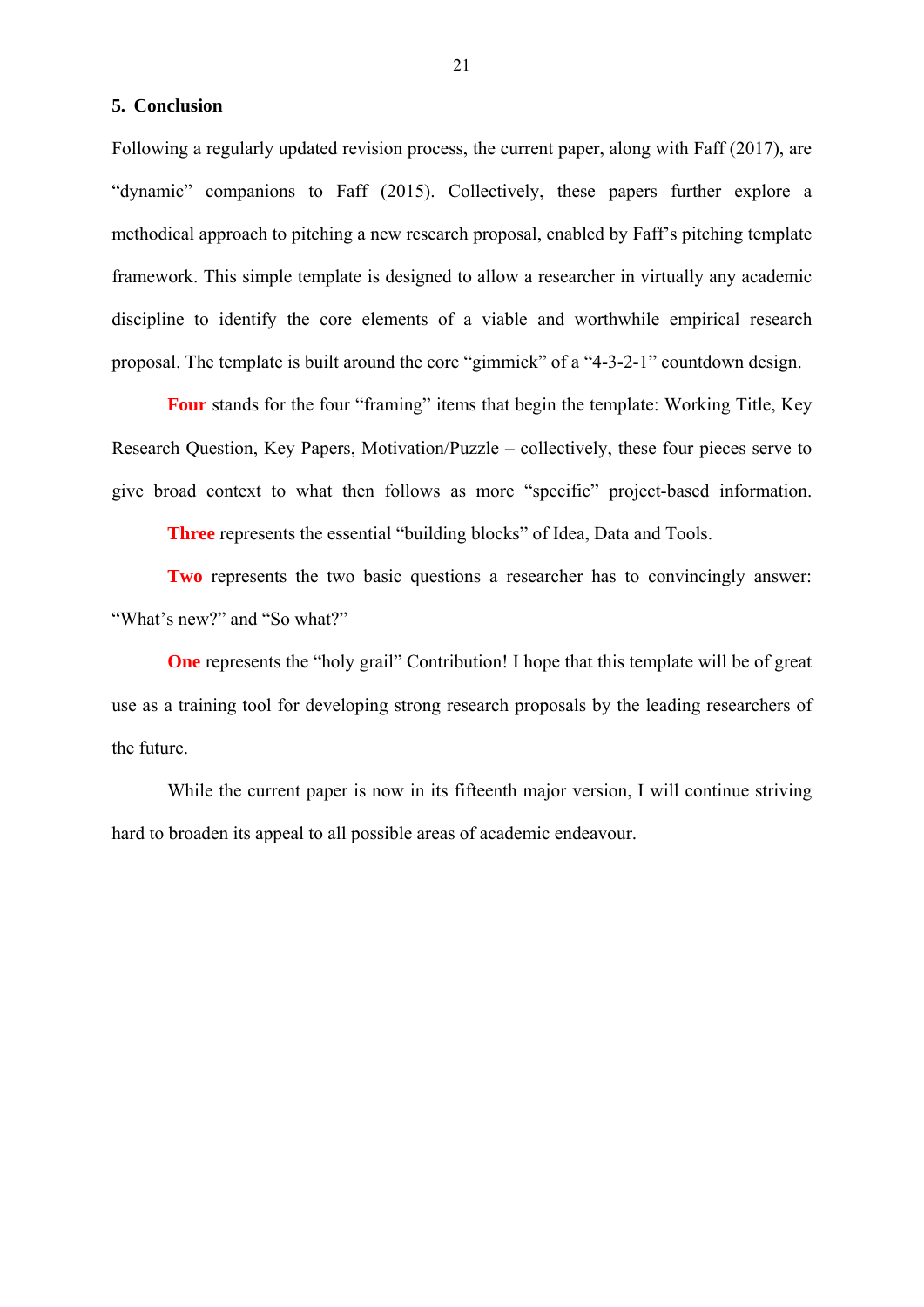## 5. Conclusion

Following a regularly updated revision process, the current paper, along with Faff (2017), are "dynamic" companions to Faff (2015). Collectively, these papers further explore a methodical approach to pitching a new research proposal, enabled by Faff's pitching template framework. This simple template is designed to allow a researcher in virtually any academic discipline to identify the core elements of a viable and worthwhile empirical research proposal. The template is built around the core "gimmick" of a "4-3-2-1" countdown design.

**Four** stands for the four "framing" items that begin the template: Working Title, Key Research Question, Key Papers, Motivation/Puzzle – collectively, these four pieces serve to give broad context to what then follows as more "specific" project-based information.

**Three** represents the essential "building blocks" of Idea, Data and Tools.

**Two** represents the two basic questions a researcher has to convincingly answer: "What's new?" and "So what?"

**One** represents the "holy grail" Contribution! I hope that this template will be of great use as a training tool for developing strong research proposals by the leading researchers of the future.

While the current paper is now in its fifteenth major version, I will continue striving hard to broaden its appeal to all possible areas of academic endeavour.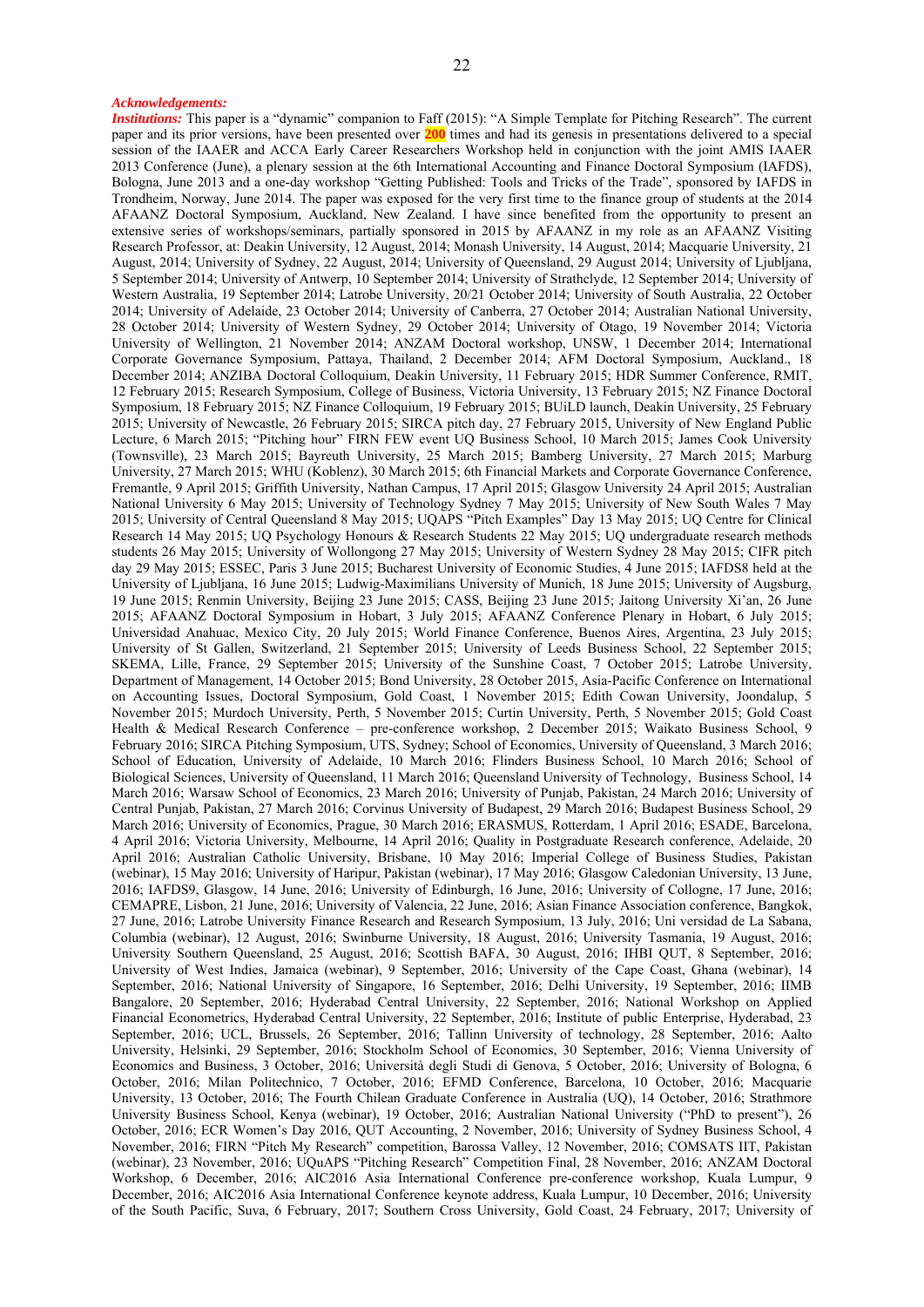***Acknowledgements:***

***Institutions:*** This paper is a "dynamic" companion to Faff (2015): "A Simple Template for Pitching Research". The current paper and its prior versions, have been presented over **200** times and had its genesis in presentations delivered to a special session of the IAAER and ACCA Early Career Researchers Workshop held in conjunction with the joint AMIS IAAER 2013 Conference (June), a plenary session at the 6th International Accounting and Finance Doctoral Symposium (IAFDS), Bologna, June 2013 and a one-day workshop "Getting Published: Tools and Tricks of the Trade", sponsored by IAFDS in Trondheim, Norway, June 2014. The paper was exposed for the very first time to the finance group of students at the 2014 AFAANZ Doctoral Symposium, Auckland, New Zealand. I have since benefited from the opportunity to present an extensive series of workshops/seminars, partially sponsored in 2015 by AFAANZ in my role as an AFAANZ Visiting Research Professor, at: Deakin University, 12 August, 2014; Monash University, 14 August, 2014; Macquarie University, 21 August, 2014; University of Sydney, 22 August, 2014; University of Queensland, 29 August 2014; University of Ljubljana, 5 September 2014; University of Antwerp, 10 September 2014; University of Strathclyde, 12 September 2014; University of Western Australia, 19 September 2014; Latrobe University, 20/21 October 2014; University of South Australia, 22 October 2014; University of Adelaide, 23 October 2014; University of Canberra, 27 October 2014; Australian National University, 28 October 2014; University of Western Sydney, 29 October 2014; University of Otago, 19 November 2014; Victoria University of Wellington, 21 November 2014; ANZAM Doctoral workshop, UNSW, 1 December 2014; International Corporate Governance Symposium, Pattaya, Thailand, 2 December 2014; AFM Doctoral Symposium, Auckland., 18 December 2014; ANZIBA Doctoral Colloquium, Deakin University, 11 February 2015; HDR Summer Conference, RMIT, 12 February 2015; Research Symposium, College of Business, Victoria University, 13 February 2015; NZ Finance Doctoral Symposium, 18 February 2015; NZ Finance Colloquium, 19 February 2015; BUiLD launch, Deakin University, 25 February 2015; University of Newcastle, 26 February 2015; SIRCA pitch day, 27 February 2015, University of New England Public Lecture, 6 March 2015; "Pitching hour" FIRN FEW event UQ Business School, 10 March 2015; James Cook University (Townsville), 23 March 2015; Bayreuth University, 25 March 2015; Bamberg University, 27 March 2015; Marburg University, 27 March 2015; WHU (Koblenz), 30 March 2015; 6th Financial Markets and Corporate Governance Conference, Fremantle, 9 April 2015; Griffith University, Nathan Campus, 17 April 2015; Glasgow University 24 April 2015; Australian National University 6 May 2015; University of Technology Sydney 7 May 2015; University of New South Wales 7 May 2015; University of Central Queensland 8 May 2015; UQAPS "Pitch Examples" Day 13 May 2015; UQ Centre for Clinical Research 14 May 2015; UQ Psychology Honours & Research Students 22 May 2015; UQ undergraduate research methods students 26 May 2015; University of Wollongong 27 May 2015; University of Western Sydney 28 May 2015; CIFR pitch day 29 May 2015; ESSEC, Paris 3 June 2015; Bucharest University of Economic Studies, 4 June 2015; IAFDS8 held at the University of Ljubljana, 16 June 2015; Ludwig-Maximilians University of Munich, 18 June 2015; University of Augsburg, 19 June 2015; Renmin University, Beijing 23 June 2015; CASS, Beijing 23 June 2015; Jaitong University Xi'an, 26 June 2015; AFAANZ Doctoral Symposium in Hobart, 3 July 2015; AFAANZ Conference Plenary in Hobart, 6 July 2015; Universidad Anahuac, Mexico City, 20 July 2015; World Finance Conference, Buenos Aires, Argentina, 23 July 2015; University of St Gallen, Switzerland, 21 September 2015; University of Leeds Business School, 22 September 2015; SKEMA, Lille, France, 29 September 2015; University of the Sunshine Coast, 7 October 2015; Latrobe University, Department of Management, 14 October 2015; Bond University, 28 October 2015, Asia-Pacific Conference on International on Accounting Issues, Doctoral Symposium, Gold Coast, 1 November 2015; Edith Cowan University, Joondalup, 5 November 2015; Murdoch University, Perth, 5 November 2015; Curtin University, Perth, 5 November 2015; Gold Coast Health & Medical Research Conference – pre-conference workshop, 2 December 2015; Waikato Business School, 9 February 2016; SIRCA Pitching Symposium, UTS, Sydney; School of Economics, University of Queensland, 3 March 2016; School of Education, University of Adelaide, 10 March 2016; Flinders Business School, 10 March 2016; School of Biological Sciences, University of Queensland, 11 March 2016; Queensland University of Technology, Business School, 14 March 2016; Warsaw School of Economics, 23 March 2016; University of Punjab, Pakistan, 24 March 2016; University of Central Punjab, Pakistan, 27 March 2016; Corvinus University of Budapest, 29 March 2016; Budapest Business School, 29 March 2016; University of Economics, Prague, 30 March 2016; ERASMUS, Rotterdam, 1 April 2016; ESADE, Barcelona, 4 April 2016; Victoria University, Melbourne, 14 April 2016; Quality in Postgraduate Research conference, Adelaide, 20 April 2016; Australian Catholic University, Brisbane, 10 May 2016; Imperial College of Business Studies, Pakistan (webinar), 15 May 2016; University of Haripur, Pakistan (webinar), 17 May 2016; Glasgow Caledonian University, 13 June, 2016; IAFDS9, Glasgow, 14 June, 2016; University of Edinburgh, 16 June, 2016; University of Collogne, 17 June, 2016; CEMAPRE, Lisbon, 21 June, 2016; University of Valencia, 22 June, 2016; Asian Finance Association conference, Bangkok, 27 June, 2016; Latrobe University Finance Research and Research Symposium, 13 July, 2016; Uni versidad de La Sabana, Columbia (webinar), 12 August, 2016; Swinburne University, 18 August, 2016; University Tasmania, 19 August, 2016; University Southern Queensland, 25 August, 2016; Scottish BAFA, 30 August, 2016; IHBI QUT, 8 September, 2016; University of West Indies, Jamaica (webinar), 9 September, 2016; University of the Cape Coast, Ghana (webinar), 14 September, 2016; National University of Singapore, 16 September, 2016; Delhi University, 19 September, 2016; IIMB Bangalore, 20 September, 2016; Hyderabad Central University, 22 September, 2016; National Workshop on Applied Financial Econometrics, Hyderabad Central University, 22 September, 2016; Institute of public Enterprise, Hyderabad, 23 September, 2016; UCL, Brussels, 26 September, 2016; Tallinn University of technology, 28 September, 2016; Aalto University, Helsinki, 29 September, 2016; Stockholm School of Economics, 30 September, 2016; Vienna University of Economics and Business, 3 October, 2016; Università degli Studi di Genova, 5 October, 2016; University of Bologna, 6 October, 2016; Milan Politechnico, 7 October, 2016; EFMD Conference, Barcelona, 10 October, 2016; Macquarie University, 13 October, 2016; The Fourth Chilean Graduate Conference in Australia (UQ), 14 October, 2016; Strathmore University Business School, Kenya (webinar), 19 October, 2016; Australian National University ("PhD to present"), 26 October, 2016; ECR Women's Day 2016, QUT Accounting, 2 November, 2016; University of Sydney Business School, 4 November, 2016; FIRN "Pitch My Research" competition, Barossa Valley, 12 November, 2016; COMSATS IIT, Pakistan (webinar), 23 November, 2016; UQuAPS "Pitching Research" Competition Final, 28 November, 2016; ANZAM Doctoral Workshop, 6 December, 2016; AIC2016 Asia International Conference pre-conference workshop, Kuala Lumpur, 9 December, 2016; AIC2016 Asia International Conference keynote address, Kuala Lumpur, 10 December, 2016; University of the South Pacific, Suva, 6 February, 2017; Southern Cross University, Gold Coast, 24 February, 2017; University of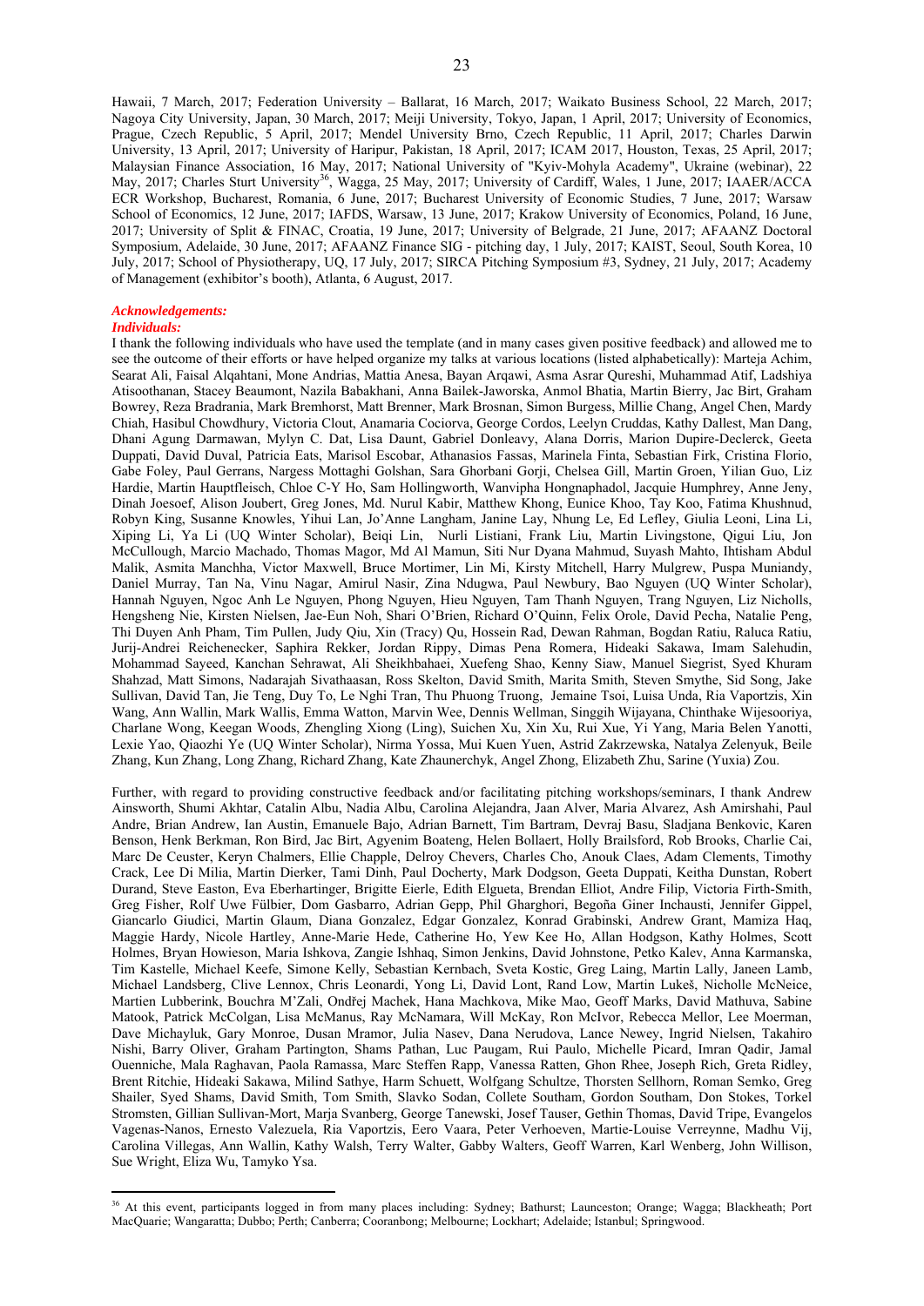Hawaii, 7 March, 2017; Federation University – Ballarat, 16 March, 2017; Waikato Business School, 22 March, 2017; Nagoya City University, Japan, 30 March, 2017; Meiji University, Tokyo, Japan, 1 April, 2017; University of Economics, Prague, Czech Republic, 5 April, 2017; Mendel University Brno, Czech Republic, 11 April, 2017; Charles Darwin University, 13 April, 2017; University of Haripur, Pakistan, 18 April, 2017; ICAM 2017, Houston, Texas, 25 April, 2017; Malaysian Finance Association, 16 May, 2017; National University of "Kyiv-Mohyla Academy", Ukraine (webinar), 22 May, 2017; Charles Sturt University[36], Wagga, 25 May, 2017; University of Cardiff, Wales, 1 June, 2017; IAAER/ACCA ECR Workshop, Bucharest, Romania, 6 June, 2017; Bucharest University of Economic Studies, 7 June, 2017; Warsaw School of Economics, 12 June, 2017; IAFDS, Warsaw, 13 June, 2017; Krakow University of Economics, Poland, 16 June, 2017; University of Split & FINAC, Croatia, 19 June, 2017; University of Belgrade, 21 June, 2017; AFAANZ Doctoral Symposium, Adelaide, 30 June, 2017; AFAANZ Finance SIG - pitching day, 1 July, 2017; KAIST, Seoul, South Korea, 10 July, 2017; School of Physiotherapy, UQ, 17 July, 2017; SIRCA Pitching Symposium #3, Sydney, 21 July, 2017; Academy of Management (exhibitor's booth), Atlanta, 6 August, 2017.

***Acknowledgements:***

***Individuals:***

I thank the following individuals who have used the template (and in many cases given positive feedback) and allowed me to see the outcome of their efforts or have helped organize my talks at various locations (listed alphabetically): Marteja Achim, Searat Ali, Faisal Alqahtani, Mone Andrias, Mattia Anesa, Bayan Arqawi, Asma Asrar Qureshi, Muhammad Atif, Ladshiya Atisoothanan, Stacey Beaumont, Nazila Babakhani, Anna Bailek-Jaworska, Anmol Bhatia, Martin Bierry, Jac Birt, Graham Bowrey, Reza Bradrania, Mark Bremhorst, Matt Brenner, Mark Brosnan, Simon Burgess, Millie Chang, Angel Chen, Mardy Chiah, Hasibul Chowdhury, Victoria Clout, Anamaria Cociorva, George Cordos, Leelyn Cruddas, Kathy Dallest, Man Dang, Dhani Agung Darmawan, Mylyn C. Dat, Lisa Daunt, Gabriel Donleavy, Alana Dorris, Marion Dupire-Declerck, Geeta Duppati, David Duval, Patricia Eats, Marisol Escobar, Athanasios Fassas, Marinela Finta, Sebastian Firk, Cristina Florio, Gabe Foley, Paul Gerrans, Nargess Mottaghi Golshan, Sara Ghorbani Gorji, Chelsea Gill, Martin Groen, Yilian Guo, Liz Hardie, Martin Hauptfleisch, Chloe C-Y Ho, Sam Hollingworth, Wanvipha Hongnaphadol, Jacquie Humphrey, Anne Jeny, Dinah Joesoef, Alison Joubert, Greg Jones, Md. Nurul Kabir, Matthew Khong, Eunice Khoo, Tay Koo, Fatima Khushnud, Robyn King, Susanne Knowles, Yihui Lan, Jo'Anne Langham, Janine Lay, Nhung Le, Ed Lefley, Giulia Leoni, Lina Li, Xiping Li, Ya Li (UQ Winter Scholar), Beiqi Lin, Nurli Listiani, Frank Liu, Martin Livingstone, Qigui Liu, Jon McCullough, Marcio Machado, Thomas Magor, Md Al Mamun, Siti Nur Dyana Mahmud, Suyash Mahto, Ihtisham Abdul Malik, Asmita Manchha, Victor Maxwell, Bruce Mortimer, Lin Mi, Kirsty Mitchell, Harry Mulgrew, Puspa Muniandy, Daniel Murray, Tan Na, Vinu Nagar, Amirul Nasir, Zina Ndugwa, Paul Newbury, Bao Nguyen (UQ Winter Scholar), Hannah Nguyen, Ngoc Anh Le Nguyen, Phong Nguyen, Hieu Nguyen, Tam Thanh Nguyen, Trang Nguyen, Liz Nicholls, Hengsheng Nie, Kirsten Nielsen, Jae-Eun Noh, Shari O'Brien, Richard O'Quinn, Felix Orole, David Pecha, Natalie Peng, Thi Duyen Anh Pham, Tim Pullen, Judy Qiu, Xin (Tracy) Qu, Hossein Rad, Dewan Rahman, Bogdan Ratiu, Raluca Ratiu, Jurij-Andrei Reichenecker, Saphira Rekker, Jordan Rippy, Dimas Pena Romera, Hideaki Sakawa, Imam Salehudin, Mohammad Sayeed, Kanchan Sehrawat, Ali Sheikhbahaei, Xuefeng Shao, Kenny Siaw, Manuel Siegrist, Syed Khuram Shahzad, Matt Simons, Nadarajah Sivathaasan, Ross Skelton, David Smith, Marita Smith, Steven Smythe, Sid Song, Jake Sullivan, David Tan, Jie Teng, Duy To, Le Nghi Tran, Thu Phuong Truong, Jemaine Tsoi, Luisa Unda, Ria Vaportzis, Xin Wang, Ann Wallin, Mark Wallis, Emma Watton, Marvin Wee, Dennis Wellman, Singgih Wijayana, Chinthake Wijesooriya, Charlane Wong, Keegan Woods, Zhengling Xiong (Ling), Suichen Xu, Xin Xu, Rui Xue, Yi Yang, Maria Belen Yanotti, Lexie Yao, Qiaozhi Ye (UQ Winter Scholar), Nirma Yossa, Mui Kuen Yuen, Astrid Zakrzewska, Natalya Zelenyuk, Beile Zhang, Kun Zhang, Long Zhang, Richard Zhang, Kate Zhaunerchyk, Angel Zhong, Elizabeth Zhu, Sarine (Yuxia) Zou.

Further, with regard to providing constructive feedback and/or facilitating pitching workshops/seminars, I thank Andrew Ainsworth, Shumi Akhtar, Catalin Albu, Nadia Albu, Carolina Alejandra, Jaan Alver, Maria Alvarez, Ash Amirshahi, Paul Andre, Brian Andrew, Ian Austin, Emanuele Bajo, Adrian Barnett, Tim Bartram, Devraj Basu, Sladjana Benkovic, Karen Benson, Henk Berkman, Ron Bird, Jac Birt, Agyenim Boateng, Helen Bollaert, Holly Brailsford, Rob Brooks, Charlie Cai, Marc De Ceuster, Keryn Chalmers, Ellie Chapple, Delroy Chevers, Charles Cho, Anouk Claes, Adam Clements, Timothy Crack, Lee Di Milia, Martin Dierker, Tami Dinh, Paul Docherty, Mark Dodgson, Geeta Duppati, Keitha Dunstan, Robert Durand, Steve Easton, Eva Eberhartinger, Brigitte Eierle, Edith Elgueta, Brendan Elliot, Andre Filip, Victoria Firth-Smith, Greg Fisher, Rolf Uwe Fülbier, Dom Gasbarro, Adrian Gepp, Phil Gharghori, Begoña Giner Inchausti, Jennifer Gippel, Giancarlo Giudici, Martin Glaum, Diana Gonzalez, Edgar Gonzalez, Konrad Grabinski, Andrew Grant, Mamiza Haq, Maggie Hardy, Nicole Hartley, Anne-Marie Hede, Catherine Ho, Yew Kee Ho, Allan Hodgson, Kathy Holmes, Scott Holmes, Bryan Howieson, Maria Ishkova, Zangie Ishhaq, Simon Jenkins, David Johnstone, Petko Kalev, Anna Karmanska, Tim Kastelle, Michael Keefe, Simone Kelly, Sebastian Kernbach, Sveta Kostic, Greg Laing, Martin Lally, Janeen Lamb, Michael Landsberg, Clive Lennox, Chris Leonardi, Yong Li, David Lont, Rand Low, Martin Lukeš, Nicholle McNeice, Martien Lubberink, Bouchra M'Zali, Ondřej Machek, Hana Machkova, Mike Mao, Geoff Marks, David Mathuva, Sabine Matook, Patrick McColgan, Lisa McManus, Ray McNamara, Will McKay, Ron McIvor, Rebecca Mellor, Lee Moerman, Dave Michayluk, Gary Monroe, Dusan Mramor, Julia Nasev, Dana Nerudova, Lance Newey, Ingrid Nielsen, Takahiro Nishi, Barry Oliver, Graham Partington, Shams Pathan, Luc Paugam, Rui Paulo, Michelle Picard, Imran Qadir, Jamal Ouenniche, Mala Raghavan, Paola Ramassa, Marc Steffen Rapp, Vanessa Ratten, Ghon Rhee, Joseph Rich, Greta Ridley, Brent Ritchie, Hideaki Sakawa, Milind Sathye, Harm Schuett, Wolfgang Schultze, Thorsten Sellhorn, Roman Semko, Greg Shailer, Syed Shams, David Smith, Tom Smith, Slavko Sodan, Collete Southam, Gordon Southam, Don Stokes, Torkel Stromsten, Gillian Sullivan-Mort, Marja Svanberg, George Tanewski, Josef Tauser, Gethin Thomas, David Tripe, Evangelos Vagenas-Nanos, Ernesto Valezuela, Ria Vaportzis, Eero Vaara, Peter Verhoeven, Martie-Louise Verreynne, Madhu Vij, Carolina Villegas, Ann Wallin, Kathy Walsh, Terry Walter, Gabby Walters, Geoff Warren, Karl Wenberg, John Willison, Sue Wright, Eliza Wu, Tamyko Ysa.

---

[36] At this event, participants logged in from many places including: Sydney; Bathurst; Launceston; Orange; Wagga; Blackheath; Port MacQuarie; Wangaratta; Dubbo; Perth; Canberra; Cooranbong; Melbourne; Lockhart; Adelaide; Istanbul; Springwood.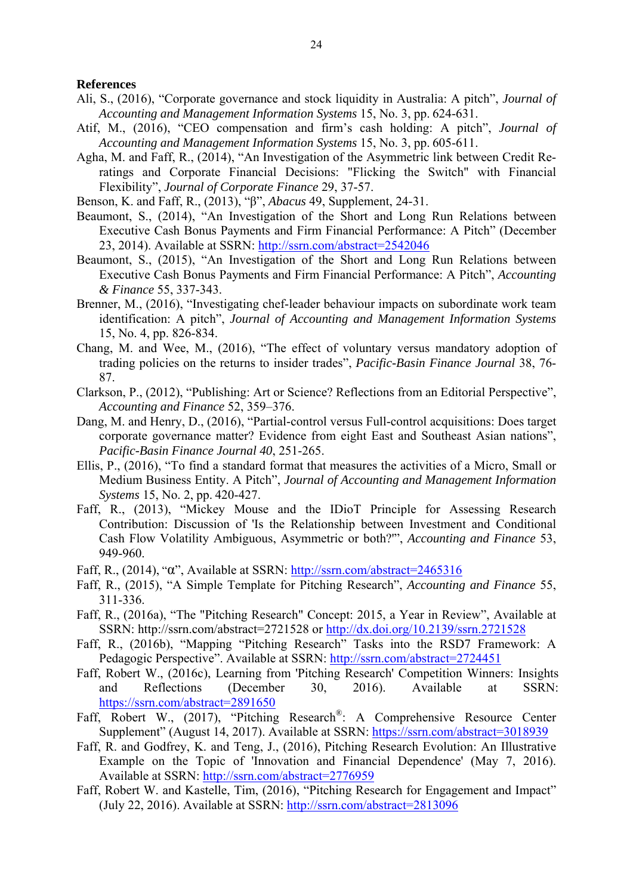**References**

Ali, S., (2016), "Corporate governance and stock liquidity in Australia: A pitch", *Journal of Accounting and Management Information Systems* 15, No. 3, pp. 624-631.

Atif, M., (2016), "CEO compensation and firm's cash holding: A pitch", *Journal of Accounting and Management Information Systems* 15, No. 3, pp. 605-611.

Agha, M. and Faff, R., (2014), "An Investigation of the Asymmetric link between Credit Re-ratings and Corporate Financial Decisions: "Flicking the Switch" with Financial Flexibility", *Journal of Corporate Finance* 29, 37-57.

Benson, K. and Faff, R., (2013), "β", *Abacus* 49, Supplement, 24-31.

Beaumont, S., (2014), "An Investigation of the Short and Long Run Relations between Executive Cash Bonus Payments and Firm Financial Performance: A Pitch" (December 23, 2014). Available at SSRN: http://ssrn.com/abstract=2542046

Beaumont, S., (2015), "An Investigation of the Short and Long Run Relations between Executive Cash Bonus Payments and Firm Financial Performance: A Pitch", *Accounting & Finance* 55, 337-343.

Brenner, M., (2016), "Investigating chef-leader behaviour impacts on subordinate work team identification: A pitch", *Journal of Accounting and Management Information Systems* 15, No. 4, pp. 826-834.

Chang, M. and Wee, M., (2016), "The effect of voluntary versus mandatory adoption of trading policies on the returns to insider trades", *Pacific-Basin Finance Journal* 38, 76-87.

Clarkson, P., (2012), "Publishing: Art or Science? Reflections from an Editorial Perspective", *Accounting and Finance* 52, 359–376.

Dang, M. and Henry, D., (2016), "Partial-control versus Full-control acquisitions: Does target corporate governance matter? Evidence from eight East and Southeast Asian nations", *Pacific-Basin Finance Journal 40*, 251-265.

Ellis, P., (2016), "To find a standard format that measures the activities of a Micro, Small or Medium Business Entity. A Pitch", *Journal of Accounting and Management Information Systems* 15, No. 2, pp. 420-427.

Faff, R., (2013), "Mickey Mouse and the IDioT Principle for Assessing Research Contribution: Discussion of 'Is the Relationship between Investment and Conditional Cash Flow Volatility Ambiguous, Asymmetric or both?'", *Accounting and Finance* 53, 949-960.

Faff, R., (2014), "α", Available at SSRN: http://ssrn.com/abstract=2465316

Faff, R., (2015), "A Simple Template for Pitching Research", *Accounting and Finance* 55, 311-336.

Faff, R., (2016a), "The "Pitching Research" Concept: 2015, a Year in Review", Available at SSRN: http://ssrn.com/abstract=2721528 or http://dx.doi.org/10.2139/ssrn.2721528

Faff, R., (2016b), "Mapping "Pitching Research" Tasks into the RSD7 Framework: A Pedagogic Perspective". Available at SSRN: http://ssrn.com/abstract=2724451

Faff, Robert W., (2016c), Learning from 'Pitching Research' Competition Winners: Insights and Reflections (December 30, 2016). Available at SSRN: https://ssrn.com/abstract=2891650

Faff, Robert W., (2017), "Pitching Research®: A Comprehensive Resource Center Supplement" (August 14, 2017). Available at SSRN: https://ssrn.com/abstract=3018939

Faff, R. and Godfrey, K. and Teng, J., (2016), Pitching Research Evolution: An Illustrative Example on the Topic of 'Innovation and Financial Dependence' (May 7, 2016). Available at SSRN: http://ssrn.com/abstract=2776959

Faff, Robert W. and Kastelle, Tim, (2016), "Pitching Research for Engagement and Impact" (July 22, 2016). Available at SSRN: http://ssrn.com/abstract=2813096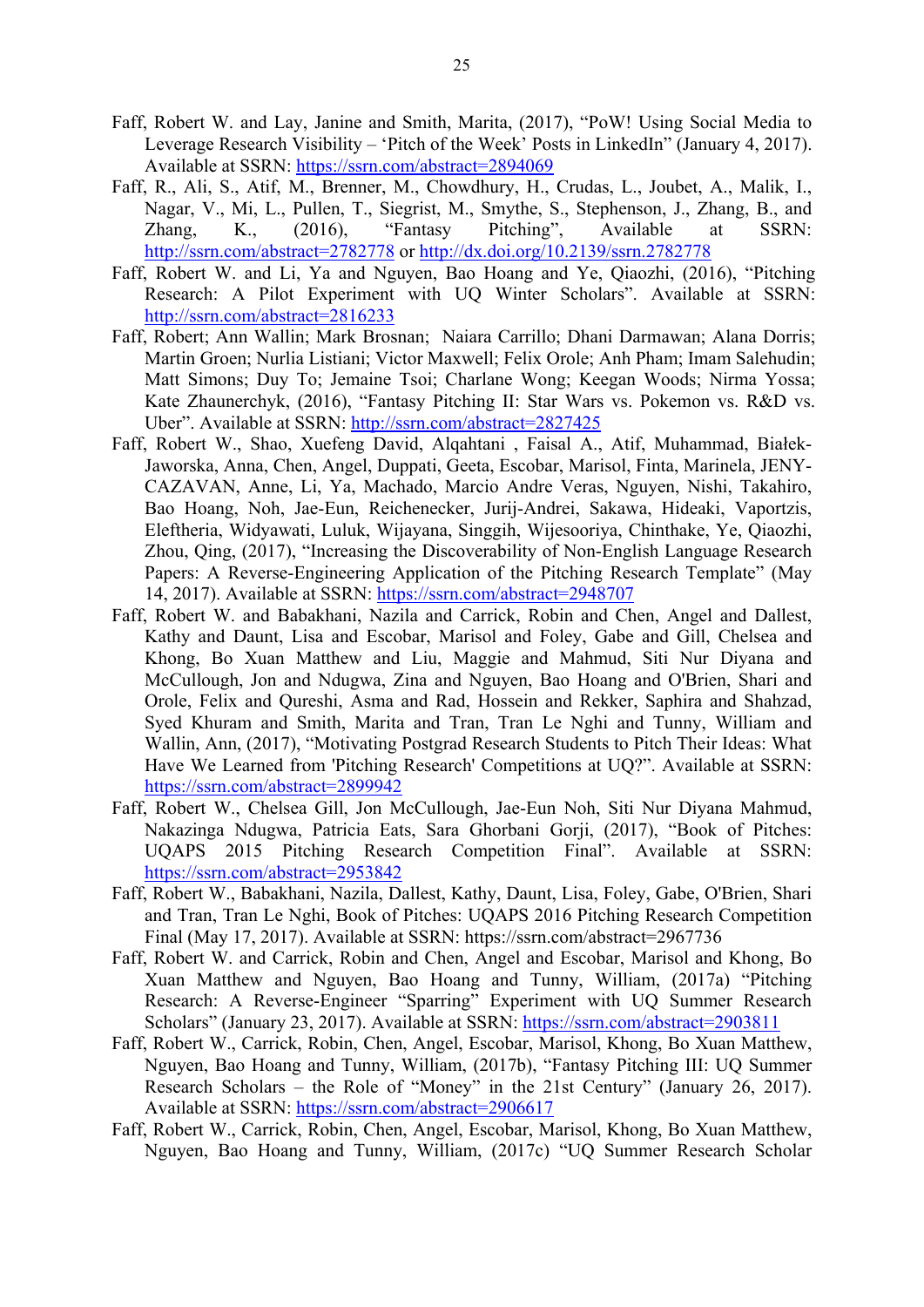Faff, Robert W. and Lay, Janine and Smith, Marita, (2017), “PoW! Using Social Media to Leverage Research Visibility – ‘Pitch of the Week’ Posts in LinkedIn” (January 4, 2017). Available at SSRN: https://ssrn.com/abstract=2894069

Faff, R., Ali, S., Atif, M., Brenner, M., Chowdhury, H., Crudas, L., Joubet, A., Malik, I., Nagar, V., Mi, L., Pullen, T., Siegrist, M., Smythe, S., Stephenson, J., Zhang, B., and Zhang, K., (2016), “Fantasy Pitching”, Available at SSRN: http://ssrn.com/abstract=2782778 or http://dx.doi.org/10.2139/ssrn.2782778

Faff, Robert W. and Li, Ya and Nguyen, Bao Hoang and Ye, Qiaozhi, (2016), “Pitching Research: A Pilot Experiment with UQ Winter Scholars”. Available at SSRN: http://ssrn.com/abstract=2816233

Faff, Robert; Ann Wallin; Mark Brosnan; Naiara Carrillo; Dhani Darmawan; Alana Dorris; Martin Groen; Nurlia Listiani; Victor Maxwell; Felix Orole; Anh Pham; Imam Salehudin; Matt Simons; Duy To; Jemaine Tsoi; Charlane Wong; Keegan Woods; Nirma Yossa; Kate Zhaunerchyk, (2016), “Fantasy Pitching II: Star Wars vs. Pokemon vs. R&D vs. Uber”. Available at SSRN: http://ssrn.com/abstract=2827425

Faff, Robert W., Shao, Xuefeng David, Alqahtani , Faisal A., Atif, Muhammad, Białek-Jaworska, Anna, Chen, Angel, Duppati, Geeta, Escobar, Marisol, Finta, Marinela, JENY-CAZAVAN, Anne, Li, Ya, Machado, Marcio Andre Veras, Nguyen, Nishi, Takahiro, Bao Hoang, Noh, Jae-Eun, Reichenecker, Jurij-Andrei, Sakawa, Hideaki, Vaportzis, Eleftheria, Widyawati, Luluk, Wijayana, Singgih, Wijesooriya, Chinthake, Ye, Qiaozhi, Zhou, Qing, (2017), “Increasing the Discoverability of Non-English Language Research Papers: A Reverse-Engineering Application of the Pitching Research Template” (May 14, 2017). Available at SSRN: https://ssrn.com/abstract=2948707

Faff, Robert W. and Babakhani, Nazila and Carrick, Robin and Chen, Angel and Dallest, Kathy and Daunt, Lisa and Escobar, Marisol and Foley, Gabe and Gill, Chelsea and Khong, Bo Xuan Matthew and Liu, Maggie and Mahmud, Siti Nur Diyana and McCullough, Jon and Ndugwa, Zina and Nguyen, Bao Hoang and O'Brien, Shari and Orole, Felix and Qureshi, Asma and Rad, Hossein and Rekker, Saphira and Shahzad, Syed Khuram and Smith, Marita and Tran, Tran Le Nghi and Tunny, William and Wallin, Ann, (2017), “Motivating Postgrad Research Students to Pitch Their Ideas: What Have We Learned from 'Pitching Research' Competitions at UQ?”. Available at SSRN: https://ssrn.com/abstract=2899942

Faff, Robert W., Chelsea Gill, Jon McCullough, Jae-Eun Noh, Siti Nur Diyana Mahmud, Nakazinga Ndugwa, Patricia Eats, Sara Ghorbani Gorji, (2017), “Book of Pitches: UQAPS 2015 Pitching Research Competition Final”. Available at SSRN: https://ssrn.com/abstract=2953842

Faff, Robert W., Babakhani, Nazila, Dallest, Kathy, Daunt, Lisa, Foley, Gabe, O'Brien, Shari and Tran, Tran Le Nghi, Book of Pitches: UQAPS 2016 Pitching Research Competition Final (May 17, 2017). Available at SSRN: https://ssrn.com/abstract=2967736

Faff, Robert W. and Carrick, Robin and Chen, Angel and Escobar, Marisol and Khong, Bo Xuan Matthew and Nguyen, Bao Hoang and Tunny, William, (2017a) “Pitching Research: A Reverse-Engineer “Sparring” Experiment with UQ Summer Research Scholars” (January 23, 2017). Available at SSRN: https://ssrn.com/abstract=2903811

Faff, Robert W., Carrick, Robin, Chen, Angel, Escobar, Marisol, Khong, Bo Xuan Matthew, Nguyen, Bao Hoang and Tunny, William, (2017b), “Fantasy Pitching III: UQ Summer Research Scholars – the Role of “Money” in the 21st Century” (January 26, 2017). Available at SSRN: https://ssrn.com/abstract=2906617

Faff, Robert W., Carrick, Robin, Chen, Angel, Escobar, Marisol, Khong, Bo Xuan Matthew, Nguyen, Bao Hoang and Tunny, William, (2017c) “UQ Summer Research Scholar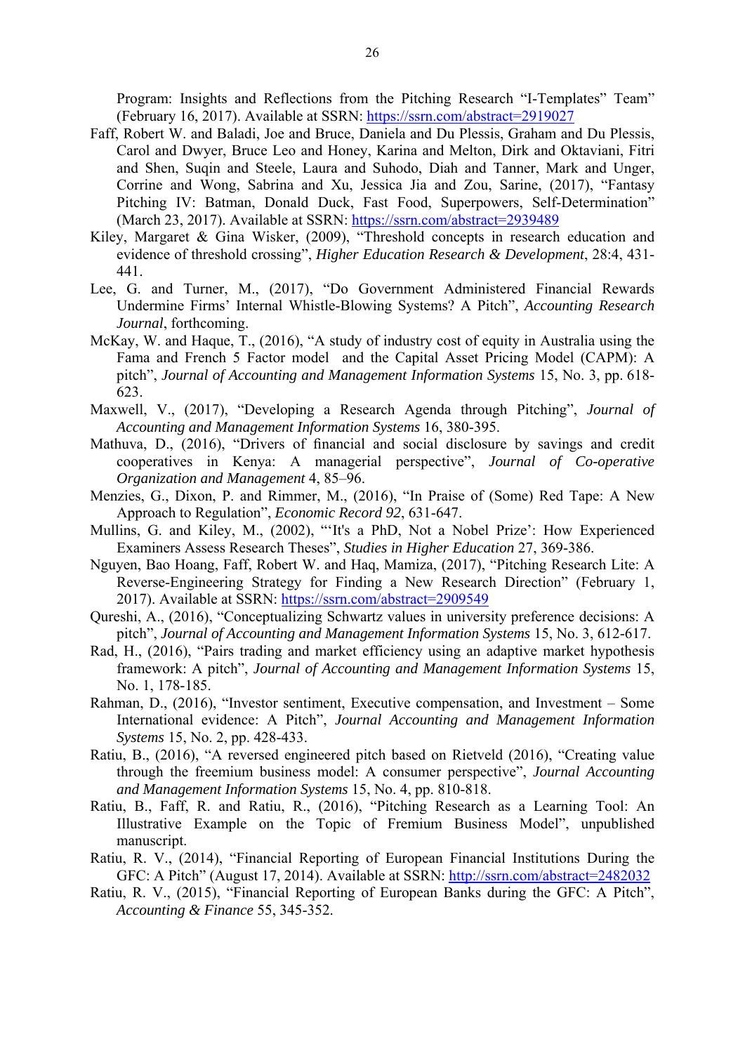Program: Insights and Reflections from the Pitching Research "I-Templates" Team" (February 16, 2017). Available at SSRN: https://ssrn.com/abstract=2919027

Faff, Robert W. and Baladi, Joe and Bruce, Daniela and Du Plessis, Graham and Du Plessis, Carol and Dwyer, Bruce Leo and Honey, Karina and Melton, Dirk and Oktaviani, Fitri and Shen, Suqin and Steele, Laura and Suhodo, Diah and Tanner, Mark and Unger, Corrine and Wong, Sabrina and Xu, Jessica Jia and Zou, Sarine, (2017), "Fantasy Pitching IV: Batman, Donald Duck, Fast Food, Superpowers, Self-Determination" (March 23, 2017). Available at SSRN: https://ssrn.com/abstract=2939489

Kiley, Margaret & Gina Wisker, (2009), "Threshold concepts in research education and evidence of threshold crossing", *Higher Education Research & Development*, 28:4, 431-441.

Lee, G. and Turner, M., (2017), "Do Government Administered Financial Rewards Undermine Firms' Internal Whistle-Blowing Systems? A Pitch", *Accounting Research Journal*, forthcoming.

McKay, W. and Haque, T., (2016), "A study of industry cost of equity in Australia using the Fama and French 5 Factor model and the Capital Asset Pricing Model (CAPM): A pitch", *Journal of Accounting and Management Information Systems* 15, No. 3, pp. 618-623.

Maxwell, V., (2017), "Developing a Research Agenda through Pitching", *Journal of Accounting and Management Information Systems* 16, 380-395.

Mathuva, D., (2016), "Drivers of financial and social disclosure by savings and credit cooperatives in Kenya: A managerial perspective", *Journal of Co-operative Organization and Management* 4, 85–96.

Menzies, G., Dixon, P. and Rimmer, M., (2016), "In Praise of (Some) Red Tape: A New Approach to Regulation", *Economic Record 92*, 631-647.

Mullins, G. and Kiley, M., (2002), "'It's a PhD, Not a Nobel Prize': How Experienced Examiners Assess Research Theses", *Studies in Higher Education* 27, 369-386.

Nguyen, Bao Hoang, Faff, Robert W. and Haq, Mamiza, (2017), "Pitching Research Lite: A Reverse-Engineering Strategy for Finding a New Research Direction" (February 1, 2017). Available at SSRN: https://ssrn.com/abstract=2909549

Qureshi, A., (2016), "Conceptualizing Schwartz values in university preference decisions: A pitch", *Journal of Accounting and Management Information Systems* 15, No. 3, 612-617.

Rad, H., (2016), "Pairs trading and market efficiency using an adaptive market hypothesis framework: A pitch", *Journal of Accounting and Management Information Systems* 15, No. 1, 178-185.

Rahman, D., (2016), "Investor sentiment, Executive compensation, and Investment – Some International evidence: A Pitch", *Journal Accounting and Management Information Systems* 15, No. 2, pp. 428-433.

Ratiu, B., (2016), "A reversed engineered pitch based on Rietveld (2016), "Creating value through the freemium business model: A consumer perspective", *Journal Accounting and Management Information Systems* 15, No. 4, pp. 810-818.

Ratiu, B., Faff, R. and Ratiu, R., (2016), "Pitching Research as a Learning Tool: An Illustrative Example on the Topic of Fremium Business Model", unpublished manuscript.

Ratiu, R. V., (2014), "Financial Reporting of European Financial Institutions During the GFC: A Pitch" (August 17, 2014). Available at SSRN: http://ssrn.com/abstract=2482032

Ratiu, R. V., (2015), "Financial Reporting of European Banks during the GFC: A Pitch", *Accounting & Finance* 55, 345-352.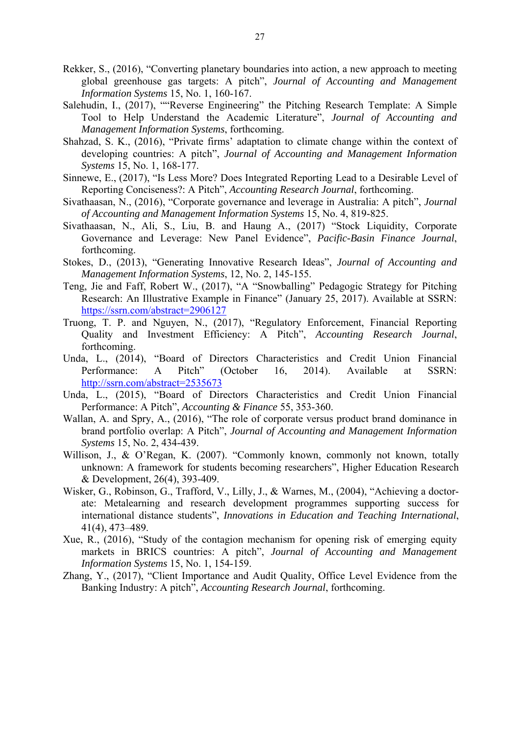Rekker, S., (2016), "Converting planetary boundaries into action, a new approach to meeting global greenhouse gas targets: A pitch", *Journal of Accounting and Management Information Systems* 15, No. 1, 160-167.

Salehudin, I., (2017), ""Reverse Engineering" the Pitching Research Template: A Simple Tool to Help Understand the Academic Literature", *Journal of Accounting and Management Information Systems*, forthcoming.

Shahzad, S. K., (2016), "Private firms' adaptation to climate change within the context of developing countries: A pitch", *Journal of Accounting and Management Information Systems* 15, No. 1, 168-177.

Sinnewe, E., (2017), "Is Less More? Does Integrated Reporting Lead to a Desirable Level of Reporting Conciseness?: A Pitch", *Accounting Research Journal*, forthcoming.

Sivathaasan, N., (2016), "Corporate governance and leverage in Australia: A pitch", *Journal of Accounting and Management Information Systems* 15, No. 4, 819-825.

Sivathaasan, N., Ali, S., Liu, B. and Haung A., (2017) "Stock Liquidity, Corporate Governance and Leverage: New Panel Evidence", *Pacific-Basin Finance Journal*, forthcoming.

Stokes, D., (2013), "Generating Innovative Research Ideas", *Journal of Accounting and Management Information Systems*, 12, No. 2, 145-155.

Teng, Jie and Faff, Robert W., (2017), "A "Snowballing" Pedagogic Strategy for Pitching Research: An Illustrative Example in Finance" (January 25, 2017). Available at SSRN: https://ssrn.com/abstract=2906127

Truong, T. P. and Nguyen, N., (2017), "Regulatory Enforcement, Financial Reporting Quality and Investment Efficiency: A Pitch", *Accounting Research Journal*, forthcoming.

Unda, L., (2014), "Board of Directors Characteristics and Credit Union Financial Performance: A Pitch" (October 16, 2014). Available at SSRN: http://ssrn.com/abstract=2535673

Unda, L., (2015), "Board of Directors Characteristics and Credit Union Financial Performance: A Pitch", *Accounting & Finance* 55, 353-360.

Wallan, A. and Spry, A., (2016), "The role of corporate versus product brand dominance in brand portfolio overlap: A Pitch", *Journal of Accounting and Management Information Systems* 15, No. 2, 434-439.

Willison, J., & O'Regan, K. (2007). "Commonly known, commonly not known, totally unknown: A framework for students becoming researchers", Higher Education Research & Development, 26(4), 393-409.

Wisker, G., Robinson, G., Trafford, V., Lilly, J., & Warnes, M., (2004), "Achieving a doctorate: Metalearning and research development programmes supporting success for international distance students", *Innovations in Education and Teaching International*, 41(4), 473–489.

Xue, R., (2016), "Study of the contagion mechanism for opening risk of emerging equity markets in BRICS countries: A pitch", *Journal of Accounting and Management Information Systems* 15, No. 1, 154-159.

Zhang, Y., (2017), "Client Importance and Audit Quality, Office Level Evidence from the Banking Industry: A pitch", *Accounting Research Journal*, forthcoming.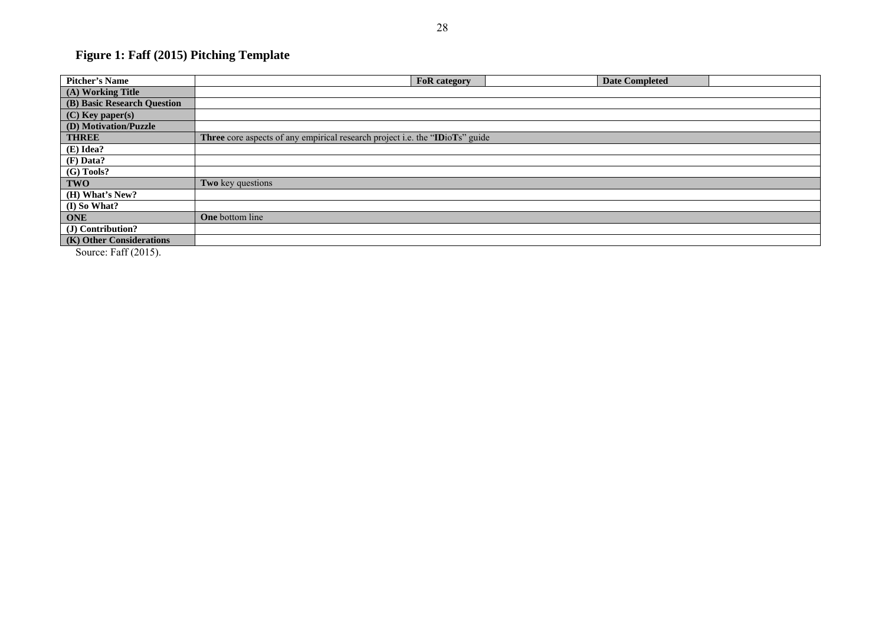## Figure 1: Faff (2015) Pitching Template

| **Pitcher's Name** | | **FoR category** | | **Date Completed** | |
|---|---|---|---|---|---|
| **(A) Working Title** | | | | | |
| **(B) Basic Research Question** | | | | | |
| **(C) Key paper(s)** | | | | | |
| **(D) Motivation/Puzzle** | | | | | |
| **THREE** | **Three** core aspects of any empirical research project i.e. the "**ID**io**T**s" guide | | | | |
| **(E) Idea?** | | | | | |
| **(F) Data?** | | | | | |
| **(G) Tools?** | | | | | |
| **TWO** | **Two** key questions | | | | |
| **(H) What's New?** | | | | | |
| **(I) So What?** | | | | | |
| **ONE** | **One** bottom line | | | | |
| **(J) Contribution?** | | | | | |
| **(K) Other Considerations** | | | | | |

Source: Faff (2015).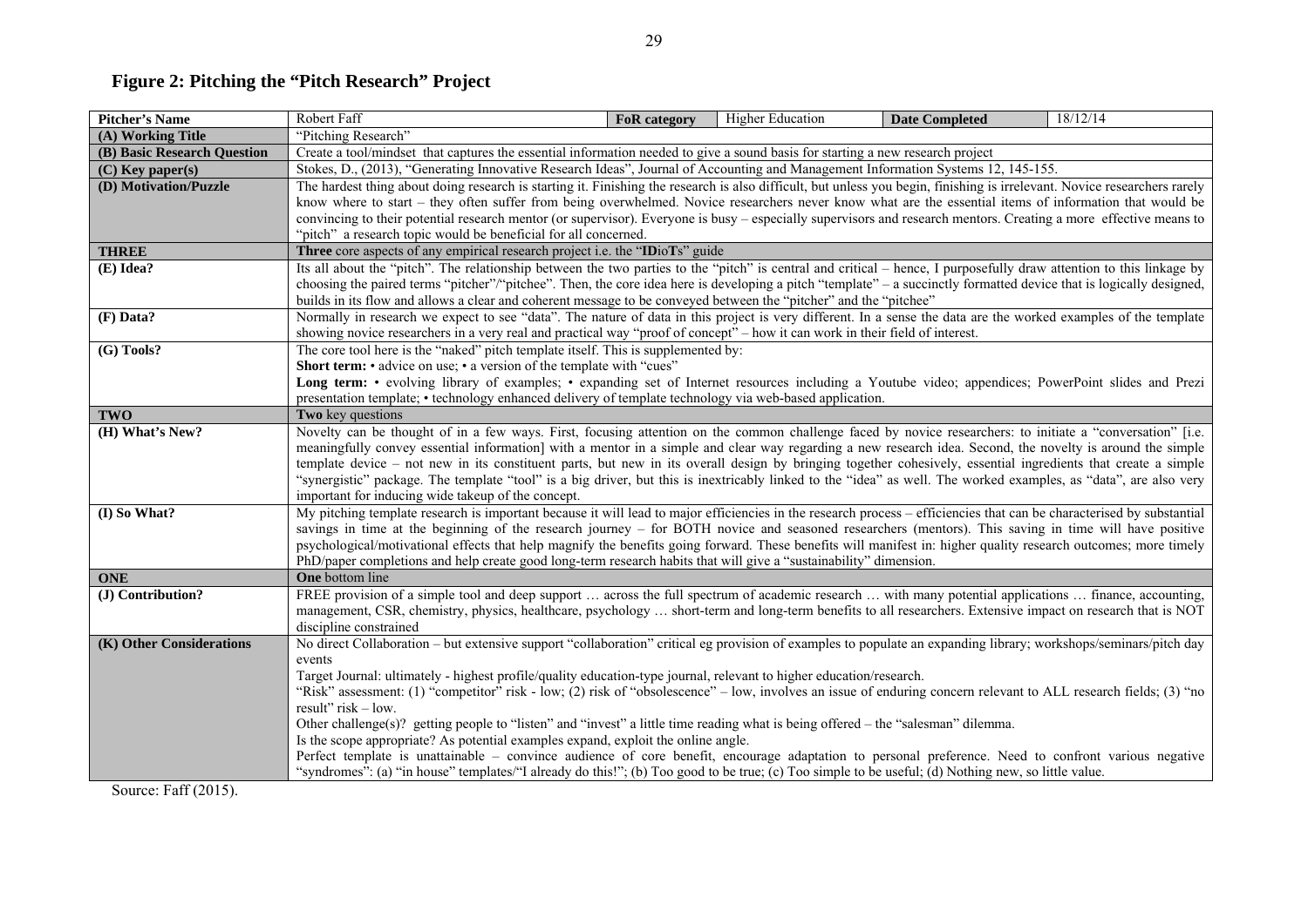## Figure 2: Pitching the "Pitch Research" Project

| **Pitcher's Name** | Robert Faff | **FoR category** | Higher Education | **Date Completed** | 18/12/14 |
|---|---|---|---|---|---|
| **(A) Working Title** | "Pitching Research" | | | | |
| **(B) Basic Research Question** | Create a tool/mindset that captures the essential information needed to give a sound basis for starting a new research project | | | | |
| **(C) Key paper(s)** | Stokes, D., (2013), "Generating Innovative Research Ideas", Journal of Accounting and Management Information Systems 12, 145-155. | | | | |
| **(D) Motivation/Puzzle** | The hardest thing about doing research is starting it. Finishing the research is also difficult, but unless you begin, finishing is irrelevant. Novice researchers rarely know where to start – they often suffer from being overwhelmed. Novice researchers never know what are the essential items of information that would be convincing to their potential research mentor (or supervisor). Everyone is busy – especially supervisors and research mentors. Creating a more effective means to "pitch" a research topic would be beneficial for all concerned. | | | | |
| **THREE** | **Three** core aspects of any empirical research project i.e. the "**ID**io**T**s" guide | | | | |
| **(E) Idea?** | Its all about the "pitch". The relationship between the two parties to the "pitch" is central and critical – hence, I purposefully draw attention to this linkage by choosing the paired terms "pitcher"/"pitchee". Then, the core idea here is developing a pitch "template" – a succinctly formatted device that is logically designed, builds in its flow and allows a clear and coherent message to be conveyed between the "pitcher" and the "pitchee" | | | | |
| **(F) Data?** | Normally in research we expect to see "data". The nature of data in this project is very different. In a sense the data are the worked examples of the template showing novice researchers in a very real and practical way "proof of concept" – how it can work in their field of interest. | | | | |
| **(G) Tools?** | The core tool here is the "naked" pitch template itself. This is supplemented by: **Short term:** • advice on use; • a version of the template with "cues" **Long term:** • evolving library of examples; • expanding set of Internet resources including a Youtube video; appendices; PowerPoint slides and Prezi presentation template; • technology enhanced delivery of template technology via web-based application. | | | | |
| **TWO** | **Two** key questions | | | | |
| **(H) What's New?** | Novelty can be thought of in a few ways. First, focusing attention on the common challenge faced by novice researchers: to initiate a "conversation" [i.e. meaningfully convey essential information] with a mentor in a simple and clear way regarding a new research idea. Second, the novelty is around the simple template device – not new in its constituent parts, but new in its overall design by bringing together cohesively, essential ingredients that create a simple "synergistic" package. The template "tool" is a big driver, but this is inextricably linked to the "idea" as well. The worked examples, as "data", are also very important for inducing wide takeup of the concept. | | | | |
| **(I) So What?** | My pitching template research is important because it will lead to major efficiencies in the research process – efficiencies that can be characterised by substantial savings in time at the beginning of the research journey – for BOTH novice and seasoned researchers (mentors). This saving in time will have positive psychological/motivational effects that help magnify the benefits going forward. These benefits will manifest in: higher quality research outcomes; more timely PhD/paper completions and help create good long-term research habits that will give a "sustainability" dimension. | | | | |
| **ONE** | **One** bottom line | | | | |
| **(J) Contribution?** | FREE provision of a simple tool and deep support … across the full spectrum of academic research … with many potential applications … finance, accounting, management, CSR, chemistry, physics, healthcare, psychology … short-term and long-term benefits to all researchers. Extensive impact on research that is NOT discipline constrained | | | | |
| **(K) Other Considerations** | No direct Collaboration – but extensive support "collaboration" critical eg provision of examples to populate an expanding library; workshops/seminars/pitch day events<br>Target Journal: ultimately - highest profile/quality education-type journal, relevant to higher education/research.<br>"Risk" assessment: (1) "competitor" risk - low; (2) risk of "obsolescence" – low, involves an issue of enduring concern relevant to ALL research fields; (3) "no result" risk – low.<br>Other challenge(s)? getting people to "listen" and "invest" a little time reading what is being offered – the "salesman" dilemma.<br>Is the scope appropriate? As potential examples expand, exploit the online angle.<br>Perfect template is unattainable – convince audience of core benefit, encourage adaptation to personal preference. Need to confront various negative "syndromes": (a) "in house" templates/"I already do this!"; (b) Too good to be true; (c) Too simple to be useful; (d) Nothing new, so little value. | | | | |

Source: Faff (2015).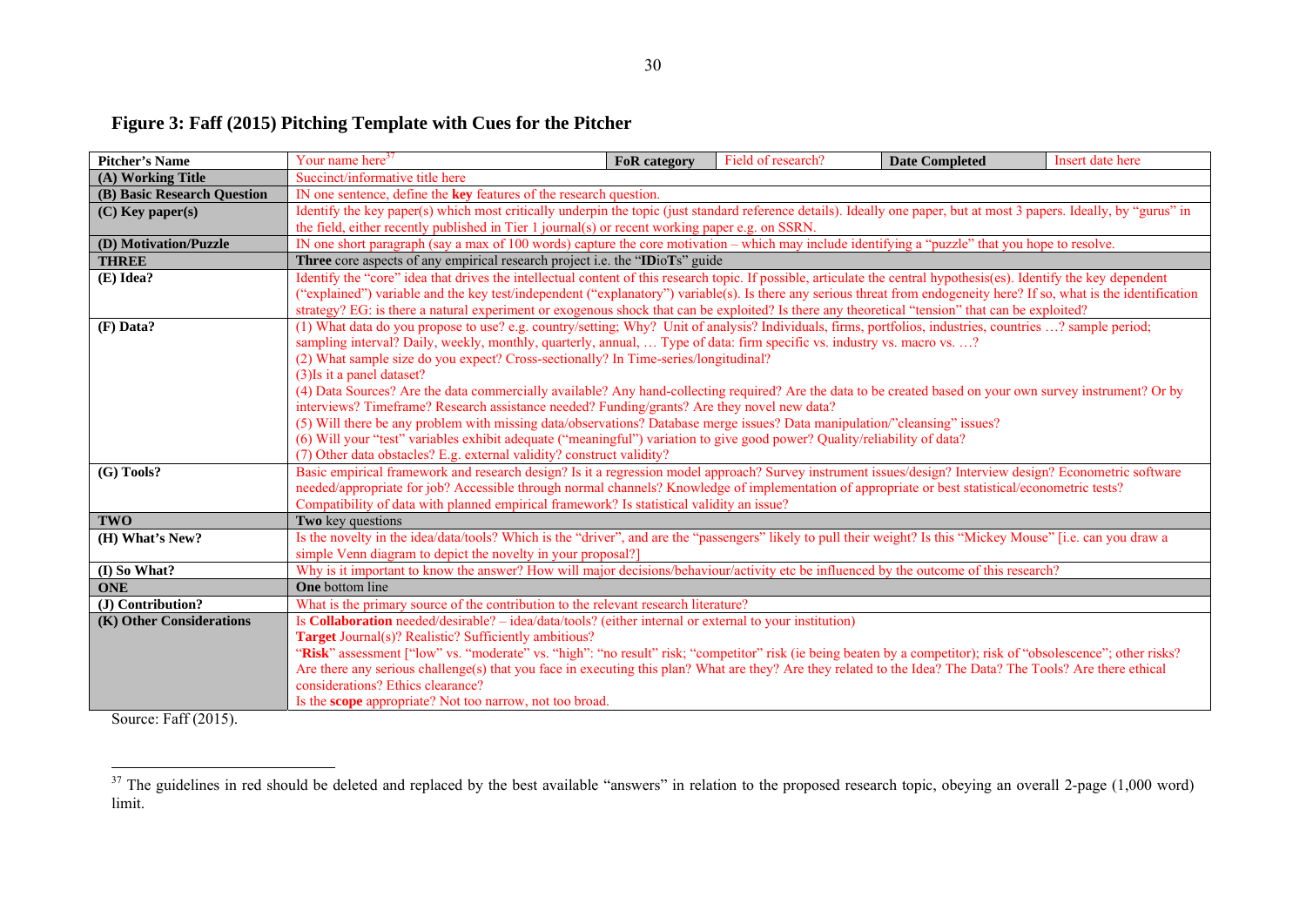# Figure 3: Faff (2015) Pitching Template with Cues for the Pitcher

| Pitcher's Name | Your name here[37] | FoR category | Field of research? | Date Completed | Insert date here |
|---|---|---|---|---|---|
| (A) Working Title | Succinct/informative title here | | | | |
| (B) Basic Research Question | IN one sentence, define the **key** features of the research question. | | | | |
| (C) Key paper(s) | Identify the key paper(s) which most critically underpin the topic (just standard reference details). Ideally one paper, but at most 3 papers. Ideally, by "gurus" in the field, either recently published in Tier 1 journal(s) or recent working paper e.g. on SSRN. | | | | |
| (D) Motivation/Puzzle | IN one short paragraph (say a max of 100 words) capture the core motivation – which may include identifying a "puzzle" that you hope to resolve. | | | | |
| **THREE** | **Three** core aspects of any empirical research project i.e. the "**ID**io**T**s" guide | | | | |
| (E) Idea? | Identify the "core" idea that drives the intellectual content of this research topic. If possible, articulate the central hypothesis(es). Identify the key dependent ("explained") variable and the key test/independent ("explanatory") variable(s). Is there any serious threat from endogeneity here? If so, what is the identification strategy? EG: is there a natural experiment or exogenous shock that can be exploited? Is there any theoretical "tension" that can be exploited? | | | | |
| (F) Data? | (1) What data do you propose to use? e.g. country/setting; Why? Unit of analysis? Individuals, firms, portfolios, industries, countries …? sample period; sampling interval? Daily, weekly, monthly, quarterly, annual, … Type of data: firm specific vs. industry vs. macro vs. …? (2) What sample size do you expect? Cross-sectionally? In Time-series/longitudinal? (3)Is it a panel dataset? (4) Data Sources? Are the data commercially available? Any hand-collecting required? Are the data to be created based on your own survey instrument? Or by interviews? Timeframe? Research assistance needed? Funding/grants? Are they novel new data? (5) Will there be any problem with missing data/observations? Database merge issues? Data manipulation/"cleansing" issues? (6) Will your "test" variables exhibit adequate ("meaningful") variation to give good power? Quality/reliability of data? (7) Other data obstacles? E.g. external validity? construct validity? | | | | |
| (G) Tools? | Basic empirical framework and research design? Is it a regression model approach? Survey instrument issues/design? Interview design? Econometric software needed/appropriate for job? Accessible through normal channels? Knowledge of implementation of appropriate or best statistical/econometric tests? Compatibility of data with planned empirical framework? Is statistical validity an issue? | | | | |
| **TWO** | **Two** key questions | | | | |
| (H) What's New? | Is the novelty in the idea/data/tools? Which is the "driver", and are the "passengers" likely to pull their weight? Is this "Mickey Mouse" [i.e. can you draw a simple Venn diagram to depict the novelty in your proposal?] | | | | |
| (I) So What? | Why is it important to know the answer? How will major decisions/behaviour/activity etc be influenced by the outcome of this research? | | | | |
| **ONE** | **One** bottom line | | | | |
| (J) Contribution? | What is the primary source of the contribution to the relevant research literature? | | | | |
| (K) Other Considerations | Is **Collaboration** needed/desirable? – idea/data/tools? (either internal or external to your institution) **Target** Journal(s)? Realistic? Sufficiently ambitious? "**Risk**" assessment ["low" vs. "moderate" vs. "high": "no result" risk; "competitor" risk (ie being beaten by a competitor); risk of "obsolescence"; other risks? Are there any serious challenge(s) that you face in executing this plan? What are they? Are they related to the Idea? The Data? The Tools? Are there ethical considerations? Ethics clearance? Is the **scope** appropriate? Not too narrow, not too broad. | | | | |

Source: Faff (2015).

[37] The guidelines in red should be deleted and replaced by the best available "answers" in relation to the proposed research topic, obeying an overall 2-page (1,000 word) limit.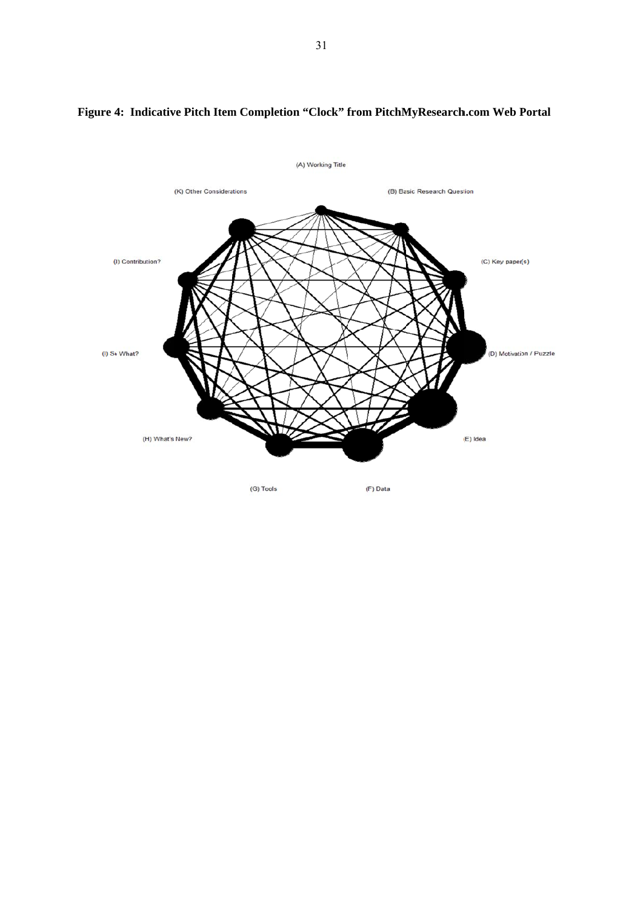**Figure 4: Indicative Pitch Item Completion "Clock" from PitchMyResearch.com Web Portal**

(A) Working Title

(B) Basic Research Question

(C) Key paper(s)

(D) Motivation / Puzzle

(E) Idea

(F) Data

(G) Tools

(H) What's New?

(I) So What?

(J) Contribution?

(K) Other Considerations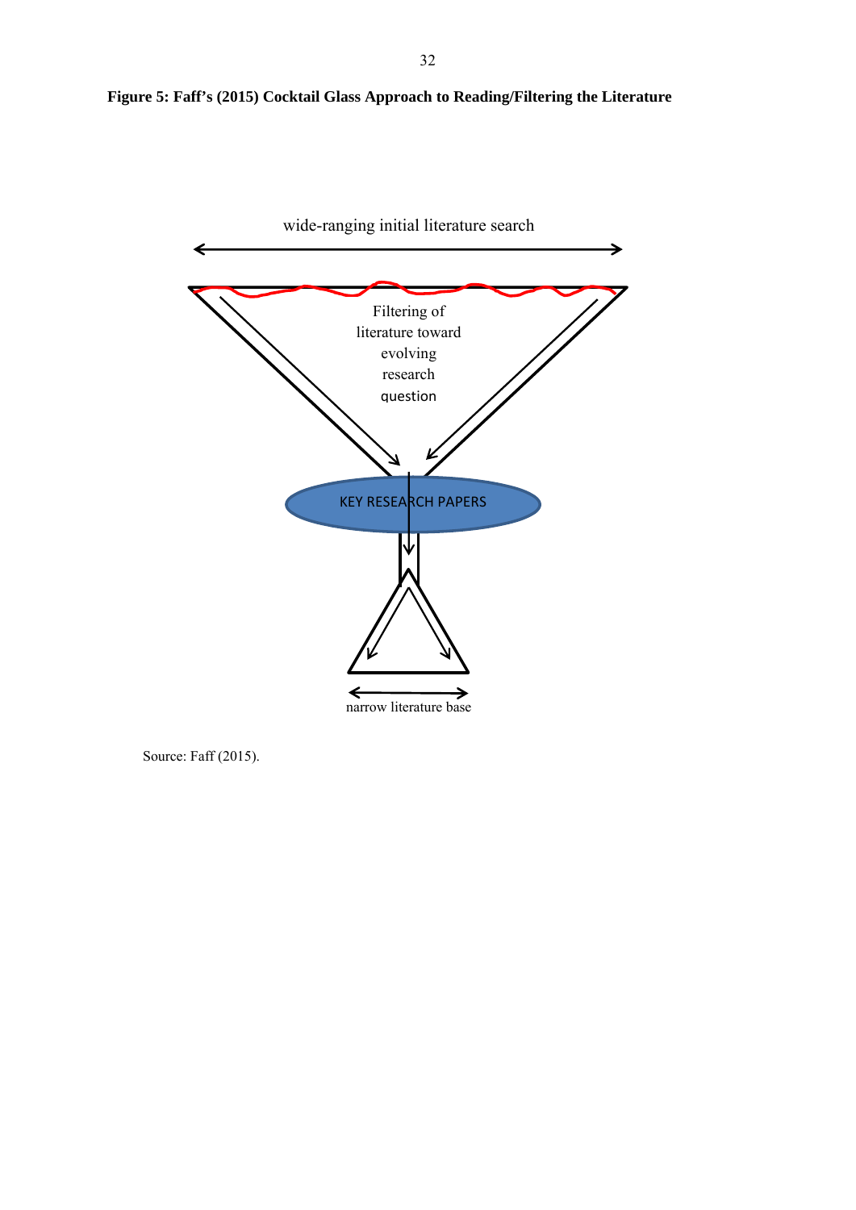**Figure 5: Faff's (2015) Cocktail Glass Approach to Reading/Filtering the Literature**

wide-ranging initial literature search

Filtering of literature toward evolving research question

KEY RESEARCH PAPERS

narrow literature base

Source: Faff (2015).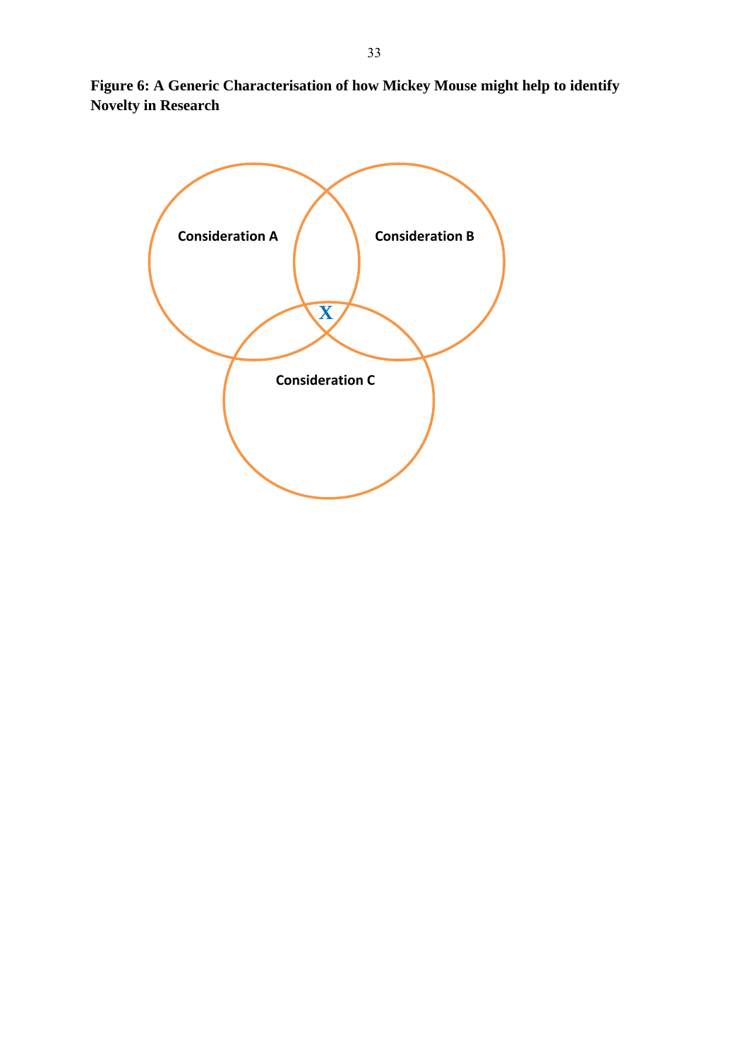**Figure 6: A Generic Characterisation of how Mickey Mouse might help to identify Novelty in Research**

Consideration A

Consideration B

Consideration C

X